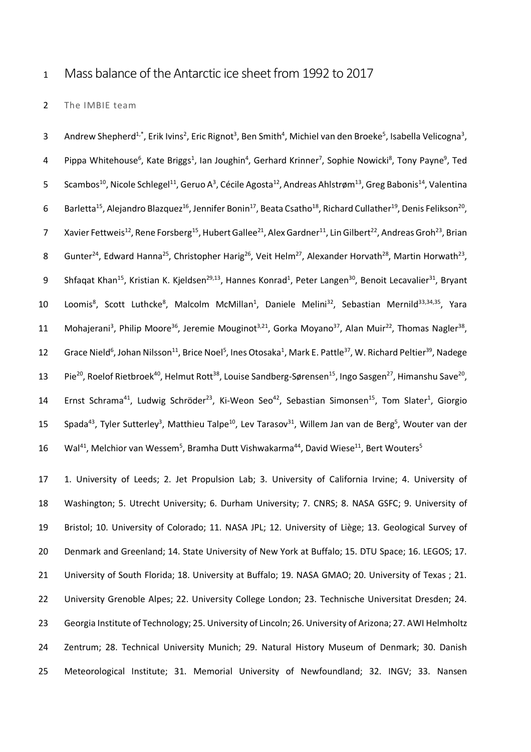# Mass balance of the Antarctic ice sheet from 1992 to 2017

The IMBIE team

Andrew Shepherd[1,*], Erik Ivins[2], Eric Rignot[3], Ben Smith[4], Michiel van den Broeke[5], Isabella Velicogna[3], Pippa Whitehouse[6], Kate Briggs[1], Ian Joughin[4], Gerhard Krinner[7], Sophie Nowicki[8], Tony Payne[9], Ted Scambos[10], Nicole Schlegel[11], Geruo A[3], Cécile Agosta[12], Andreas Ahlstrøm[13], Greg Babonis[14], Valentina Barletta[15], Alejandro Blazquez[16], Jennifer Bonin[17], Beata Csatho[18], Richard Cullather[19], Denis Felikson[20], Xavier Fettweis[12], Rene Forsberg[15], Hubert Gallee[21], Alex Gardner[11], Lin Gilbert[22], Andreas Groh[23], Brian Gunter[24], Edward Hanna[25], Christopher Harig[26], Veit Helm[27], Alexander Horvath[28], Martin Horwath[23], Shfaqat Khan[15], Kristian K. Kjeldsen[29,13], Hannes Konrad[1], Peter Langen[30], Benoit Lecavalier[31], Bryant Loomis[8], Scott Luthcke[8], Malcolm McMillan[1], Daniele Melini[32], Sebastian Mernild[33,34,35], Yara Mohajerani[3], Philip Moore[36], Jeremie Mouginot[3,21], Gorka Moyano[37], Alan Muir[22], Thomas Nagler[38], Grace Nield[6], Johan Nilsson[11], Brice Noel[5], Ines Otosaka[1], Mark E. Pattle[37], W. Richard Peltier[39], Nadege Pie[20], Roelof Rietbroek[40], Helmut Rott[38], Louise Sandberg-Sørensen[15], Ingo Sasgen[27], Himanshu Save[20], Ernst Schrama[41], Ludwig Schröder[23], Ki-Weon Seo[42], Sebastian Simonsen[15], Tom Slater[1], Giorgio Spada[43], Tyler Sutterley[3], Matthieu Talpe[10], Lev Tarasov[31], Willem Jan van de Berg[5], Wouter van der Wal[41], Melchior van Wessem[5], Bramha Dutt Vishwakarma[44], David Wiese[11], Bert Wouters[5]

1. University of Leeds; 2. Jet Propulsion Lab; 3. University of California Irvine; 4. University of Washington; 5. Utrecht University; 6. Durham University; 7. CNRS; 8. NASA GSFC; 9. University of Bristol; 10. University of Colorado; 11. NASA JPL; 12. University of Liège; 13. Geological Survey of Denmark and Greenland; 14. State University of New York at Buffalo; 15. DTU Space; 16. LEGOS; 17. University of South Florida; 18. University at Buffalo; 19. NASA GMAO; 20. University of Texas ; 21. University Grenoble Alpes; 22. University College London; 23. Technische Universitat Dresden; 24. Georgia Institute of Technology; 25. University of Lincoln; 26. University of Arizona; 27. AWI Helmholtz Zentrum; 28. Technical University Munich; 29. Natural History Museum of Denmark; 30. Danish Meteorological Institute; 31. Memorial University of Newfoundland; 32. INGV; 33. Nansen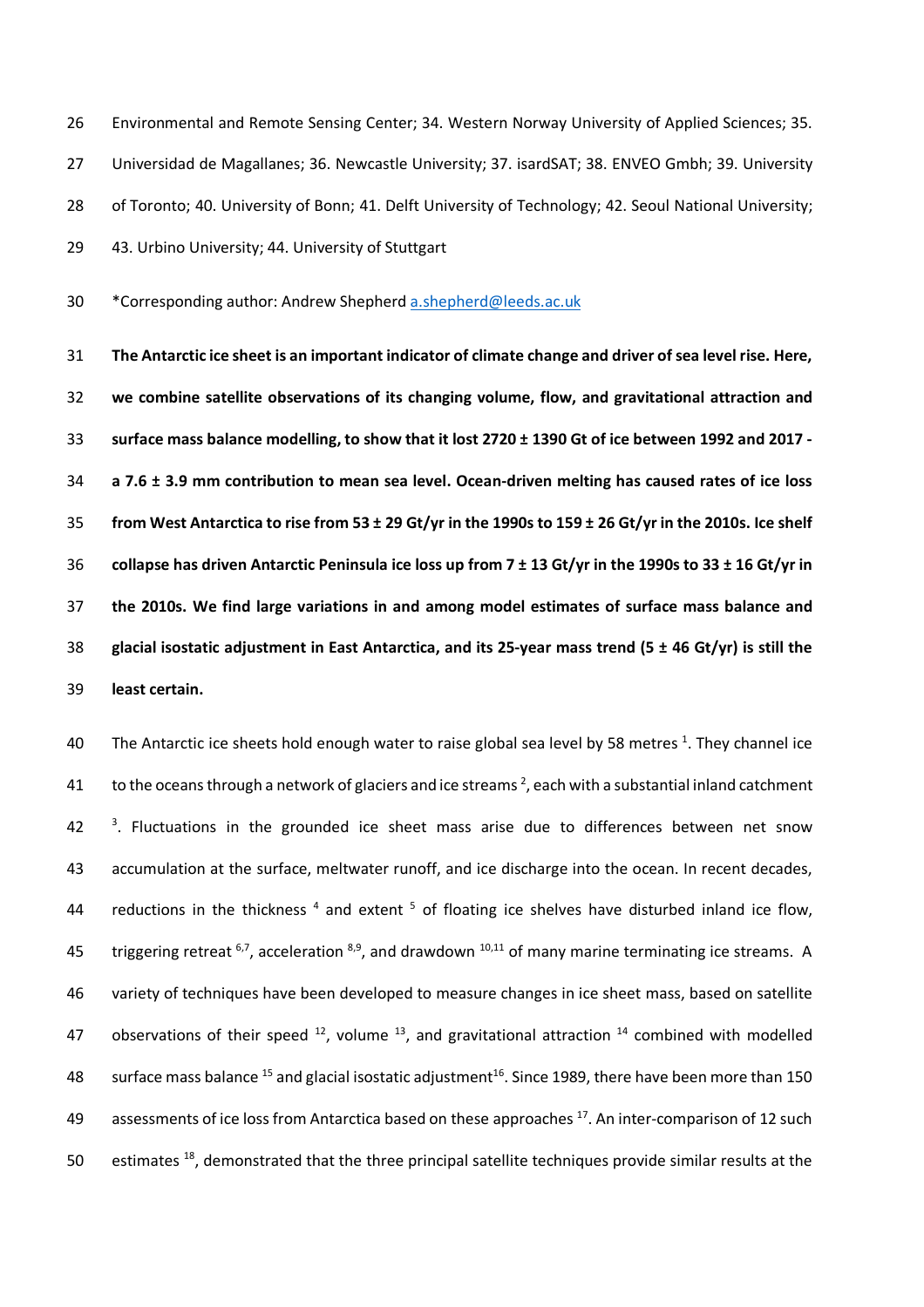Environmental and Remote Sensing Center; 34. Western Norway University of Applied Sciences; 35. Universidad de Magallanes; 36. Newcastle University; 37. isardSAT; 38. ENVEO Gmbh; 39. University of Toronto; 40. University of Bonn; 41. Delft University of Technology; 42. Seoul National University; 43. Urbino University; 44. University of Stuttgart

*Corresponding author: Andrew Shepherd a.shepherd@leeds.ac.uk

**The Antarctic ice sheet is an important indicator of climate change and driver of sea level rise. Here, we combine satellite observations of its changing volume, flow, and gravitational attraction and surface mass balance modelling, to show that it lost 2720 ± 1390 Gt of ice between 1992 and 2017 - a 7.6 ± 3.9 mm contribution to mean sea level. Ocean-driven melting has caused rates of ice loss from West Antarctica to rise from 53 ± 29 Gt/yr in the 1990s to 159 ± 26 Gt/yr in the 2010s. Ice shelf collapse has driven Antarctic Peninsula ice loss up from 7 ± 13 Gt/yr in the 1990s to 33 ± 16 Gt/yr in the 2010s. We find large variations in and among model estimates of surface mass balance and glacial isostatic adjustment in East Antarctica, and its 25-year mass trend (5 ± 46 Gt/yr) is still the least certain.**

The Antarctic ice sheets hold enough water to raise global sea level by 58 metres [1]. They channel ice to the oceans through a network of glaciers and ice streams [2], each with a substantial inland catchment [3]. Fluctuations in the grounded ice sheet mass arise due to differences between net snow accumulation at the surface, meltwater runoff, and ice discharge into the ocean. In recent decades, reductions in the thickness [4] and extent [5] of floating ice shelves have disturbed inland ice flow, triggering retreat [6,7], acceleration [8,9], and drawdown [10,11] of many marine terminating ice streams. A variety of techniques have been developed to measure changes in ice sheet mass, based on satellite observations of their speed [12], volume [13], and gravitational attraction [14] combined with modelled surface mass balance [15] and glacial isostatic adjustment[16]. Since 1989, there have been more than 150 assessments of ice loss from Antarctica based on these approaches [17]. An inter-comparison of 12 such estimates [18], demonstrated that the three principal satellite techniques provide similar results at the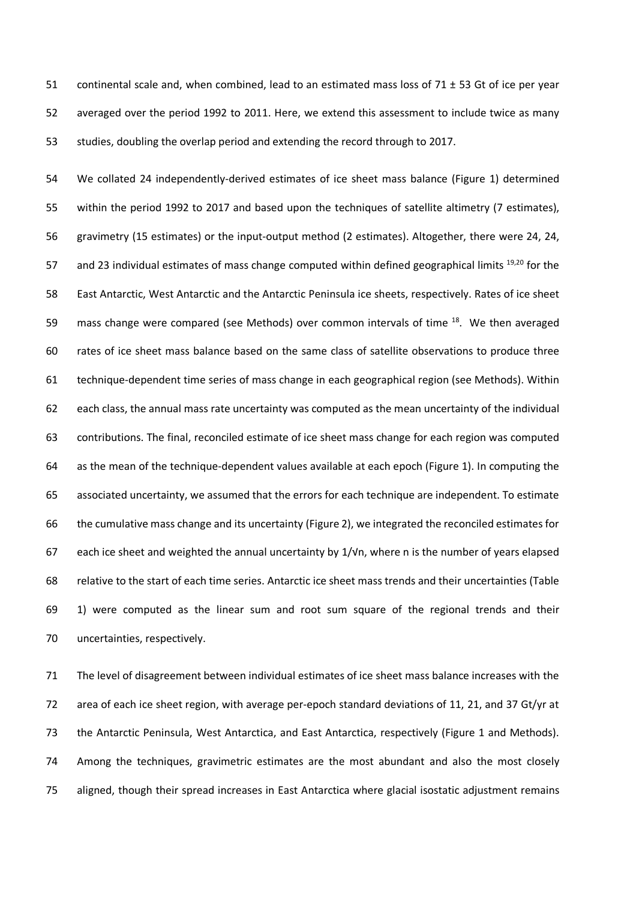continental scale and, when combined, lead to an estimated mass loss of 71 ± 53 Gt of ice per year averaged over the period 1992 to 2011. Here, we extend this assessment to include twice as many studies, doubling the overlap period and extending the record through to 2017.

We collated 24 independently-derived estimates of ice sheet mass balance (Figure 1) determined within the period 1992 to 2017 and based upon the techniques of satellite altimetry (7 estimates), gravimetry (15 estimates) or the input-output method (2 estimates). Altogether, there were 24, 24, and 23 individual estimates of mass change computed within defined geographical limits [19,20] for the East Antarctic, West Antarctic and the Antarctic Peninsula ice sheets, respectively. Rates of ice sheet mass change were compared (see Methods) over common intervals of time [18]. We then averaged rates of ice sheet mass balance based on the same class of satellite observations to produce three technique-dependent time series of mass change in each geographical region (see Methods). Within each class, the annual mass rate uncertainty was computed as the mean uncertainty of the individual contributions. The final, reconciled estimate of ice sheet mass change for each region was computed as the mean of the technique-dependent values available at each epoch (Figure 1). In computing the associated uncertainty, we assumed that the errors for each technique are independent. To estimate the cumulative mass change and its uncertainty (Figure 2), we integrated the reconciled estimates for each ice sheet and weighted the annual uncertainty by $1/\sqrt{n}$, where n is the number of years elapsed relative to the start of each time series. Antarctic ice sheet mass trends and their uncertainties (Table 1) were computed as the linear sum and root sum square of the regional trends and their uncertainties, respectively.

The level of disagreement between individual estimates of ice sheet mass balance increases with the area of each ice sheet region, with average per-epoch standard deviations of 11, 21, and 37 Gt/yr at the Antarctic Peninsula, West Antarctica, and East Antarctica, respectively (Figure 1 and Methods). Among the techniques, gravimetric estimates are the most abundant and also the most closely aligned, though their spread increases in East Antarctica where glacial isostatic adjustment remains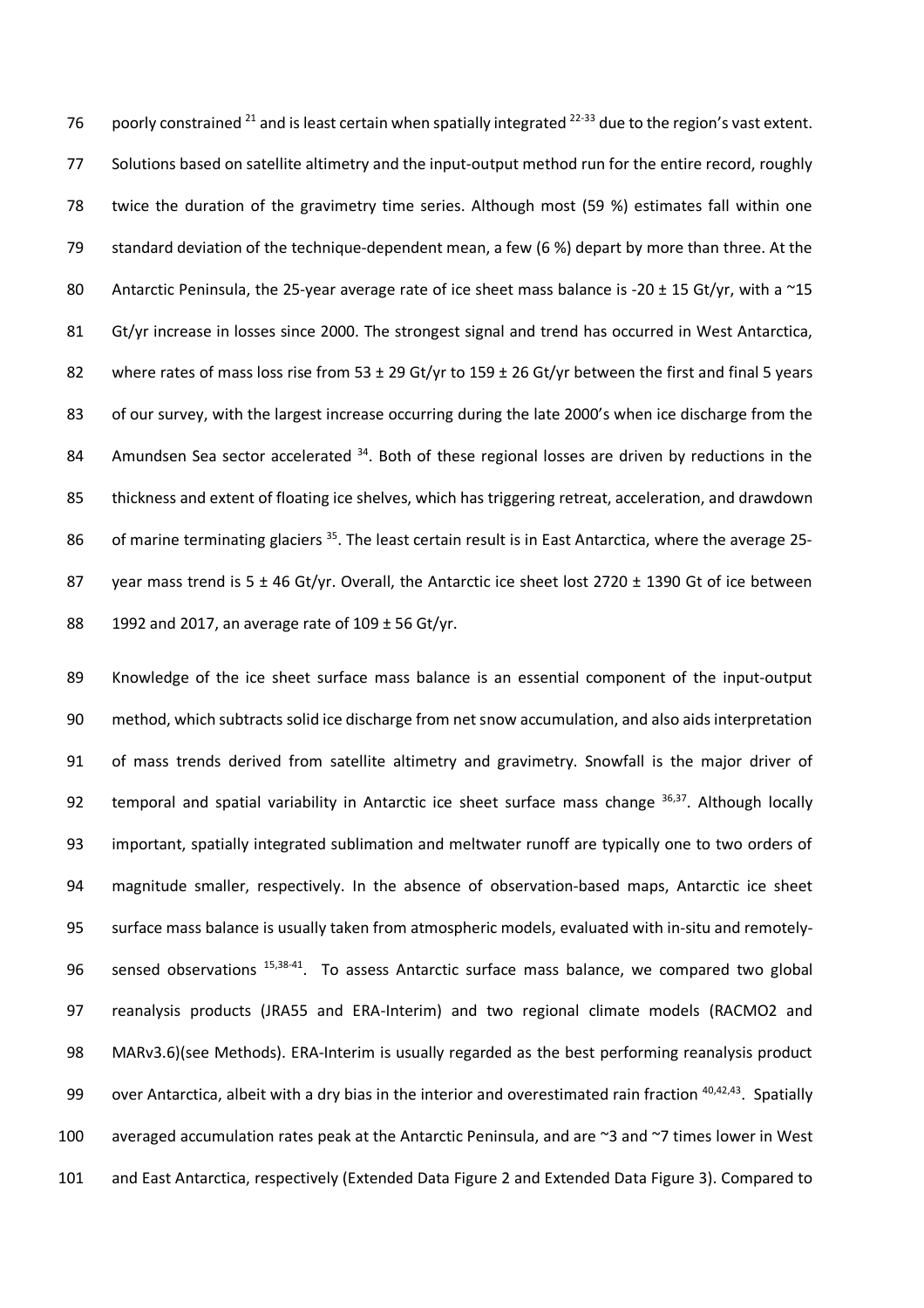poorly constrained [21] and is least certain when spatially integrated [22-33] due to the region's vast extent. Solutions based on satellite altimetry and the input-output method run for the entire record, roughly twice the duration of the gravimetry time series. Although most (59 %) estimates fall within one standard deviation of the technique-dependent mean, a few (6 %) depart by more than three. At the Antarctic Peninsula, the 25-year average rate of ice sheet mass balance is -20 ± 15 Gt/yr, with a ~15 Gt/yr increase in losses since 2000. The strongest signal and trend has occurred in West Antarctica, where rates of mass loss rise from 53 ± 29 Gt/yr to 159 ± 26 Gt/yr between the first and final 5 years of our survey, with the largest increase occurring during the late 2000's when ice discharge from the Amundsen Sea sector accelerated [34]. Both of these regional losses are driven by reductions in the thickness and extent of floating ice shelves, which has triggering retreat, acceleration, and drawdown of marine terminating glaciers [35]. The least certain result is in East Antarctica, where the average 25-year mass trend is 5 ± 46 Gt/yr. Overall, the Antarctic ice sheet lost 2720 ± 1390 Gt of ice between 1992 and 2017, an average rate of 109 ± 56 Gt/yr.

Knowledge of the ice sheet surface mass balance is an essential component of the input-output method, which subtracts solid ice discharge from net snow accumulation, and also aids interpretation of mass trends derived from satellite altimetry and gravimetry. Snowfall is the major driver of temporal and spatial variability in Antarctic ice sheet surface mass change [36,37]. Although locally important, spatially integrated sublimation and meltwater runoff are typically one to two orders of magnitude smaller, respectively. In the absence of observation-based maps, Antarctic ice sheet surface mass balance is usually taken from atmospheric models, evaluated with in-situ and remotely-sensed observations [15,38-41]. To assess Antarctic surface mass balance, we compared two global reanalysis products (JRA55 and ERA-Interim) and two regional climate models (RACMO2 and MARv3.6)(see Methods). ERA-Interim is usually regarded as the best performing reanalysis product over Antarctica, albeit with a dry bias in the interior and overestimated rain fraction [40,42,43]. Spatially averaged accumulation rates peak at the Antarctic Peninsula, and are ~3 and ~7 times lower in West and East Antarctica, respectively (Extended Data Figure 2 and Extended Data Figure 3). Compared to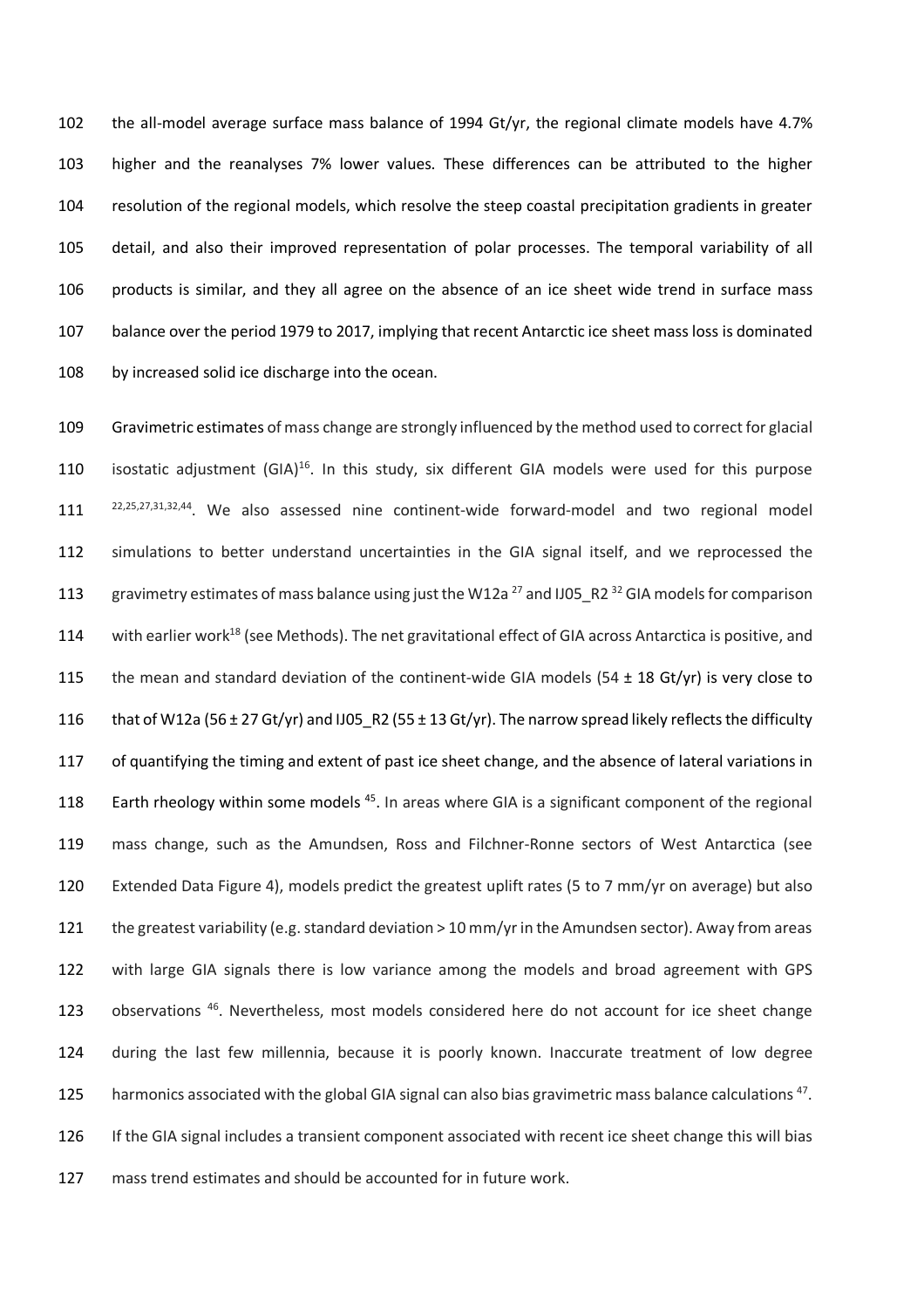the all-model average surface mass balance of 1994 Gt/yr, the regional climate models have 4.7% higher and the reanalyses 7% lower values. These differences can be attributed to the higher resolution of the regional models, which resolve the steep coastal precipitation gradients in greater detail, and also their improved representation of polar processes. The temporal variability of all products is similar, and they all agree on the absence of an ice sheet wide trend in surface mass balance over the period 1979 to 2017, implying that recent Antarctic ice sheet mass loss is dominated by increased solid ice discharge into the ocean.

Gravimetric estimates of mass change are strongly influenced by the method used to correct for glacial isostatic adjustment (GIA)[16]. In this study, six different GIA models were used for this purpose [22,25,27,31,32,44]. We also assessed nine continent-wide forward-model and two regional model simulations to better understand uncertainties in the GIA signal itself, and we reprocessed the gravimetry estimates of mass balance using just the W12a [27] and IJ05_R2 [32] GIA models for comparison with earlier work[18] (see Methods). The net gravitational effect of GIA across Antarctica is positive, and the mean and standard deviation of the continent-wide GIA models (54 ± 18 Gt/yr) is very close to that of W12a (56 ± 27 Gt/yr) and IJ05_R2 (55 ± 13 Gt/yr). The narrow spread likely reflects the difficulty of quantifying the timing and extent of past ice sheet change, and the absence of lateral variations in Earth rheology within some models [45]. In areas where GIA is a significant component of the regional mass change, such as the Amundsen, Ross and Filchner-Ronne sectors of West Antarctica (see Extended Data Figure 4), models predict the greatest uplift rates (5 to 7 mm/yr on average) but also the greatest variability (e.g. standard deviation > 10 mm/yr in the Amundsen sector). Away from areas with large GIA signals there is low variance among the models and broad agreement with GPS observations [46]. Nevertheless, most models considered here do not account for ice sheet change during the last few millennia, because it is poorly known. Inaccurate treatment of low degree harmonics associated with the global GIA signal can also bias gravimetric mass balance calculations [47]. If the GIA signal includes a transient component associated with recent ice sheet change this will bias mass trend estimates and should be accounted for in future work.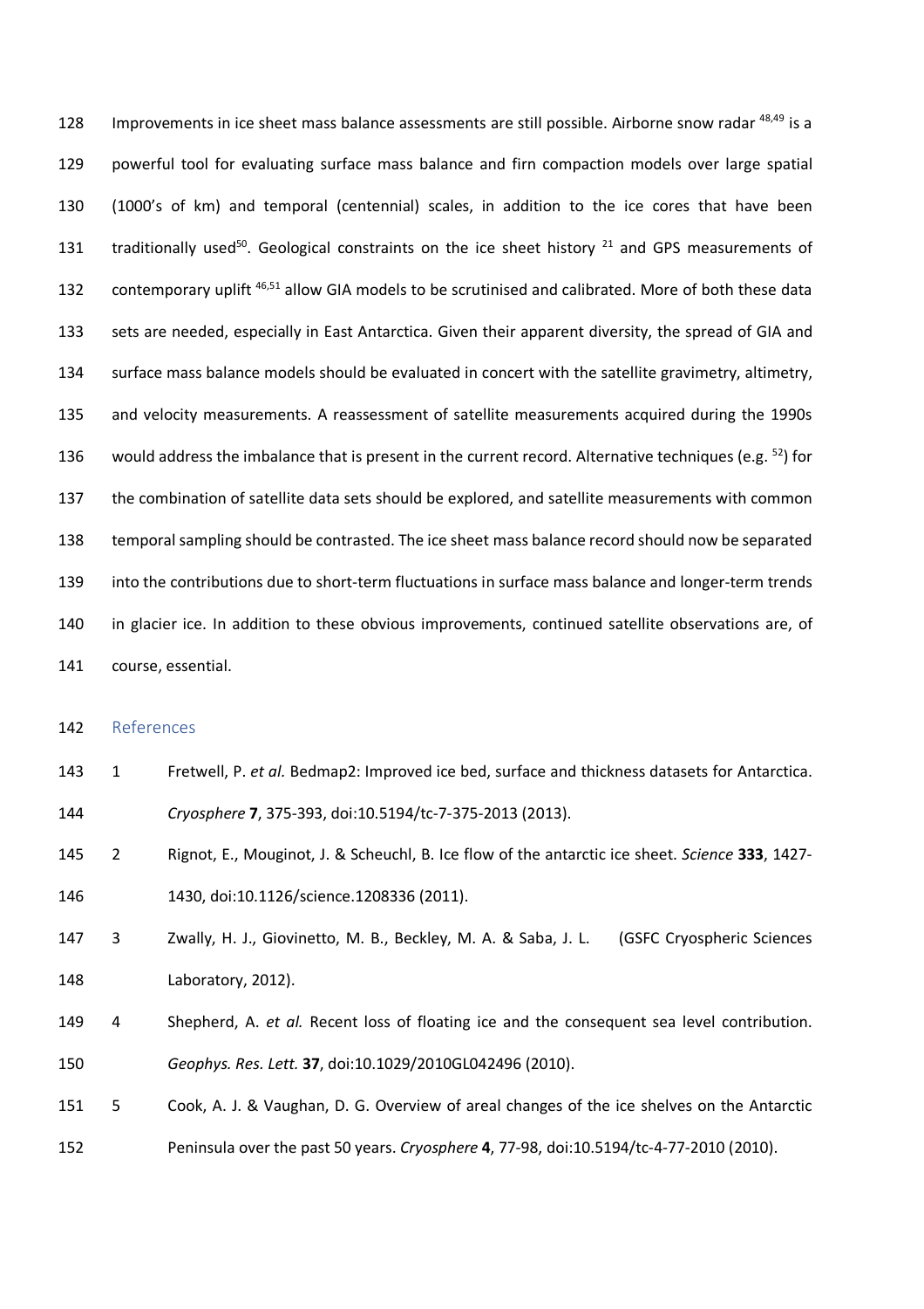Improvements in ice sheet mass balance assessments are still possible. Airborne snow radar [48,49] is a powerful tool for evaluating surface mass balance and firn compaction models over large spatial (1000's of km) and temporal (centennial) scales, in addition to the ice cores that have been traditionally used[50]. Geological constraints on the ice sheet history [21] and GPS measurements of contemporary uplift [46,51] allow GIA models to be scrutinised and calibrated. More of both these data sets are needed, especially in East Antarctica. Given their apparent diversity, the spread of GIA and surface mass balance models should be evaluated in concert with the satellite gravimetry, altimetry, and velocity measurements. A reassessment of satellite measurements acquired during the 1990s would address the imbalance that is present in the current record. Alternative techniques (e.g. [52]) for the combination of satellite data sets should be explored, and satellite measurements with common temporal sampling should be contrasted. The ice sheet mass balance record should now be separated into the contributions due to short-term fluctuations in surface mass balance and longer-term trends in glacier ice. In addition to these obvious improvements, continued satellite observations are, of course, essential.

## References

1. Fretwell, P. *et al.* Bedmap2: Improved ice bed, surface and thickness datasets for Antarctica. *Cryosphere* **7**, 375-393, doi:10.5194/tc-7-375-2013 (2013).
2. Rignot, E., Mouginot, J. & Scheuchl, B. Ice flow of the antarctic ice sheet. *Science* **333**, 1427-1430, doi:10.1126/science.1208336 (2011).
3. Zwally, H. J., Giovinetto, M. B., Beckley, M. A. & Saba, J. L. (GSFC Cryospheric Sciences Laboratory, 2012).
4. Shepherd, A. *et al.* Recent loss of floating ice and the consequent sea level contribution. *Geophys. Res. Lett.* **37**, doi:10.1029/2010GL042496 (2010).
5. Cook, A. J. & Vaughan, D. G. Overview of areal changes of the ice shelves on the Antarctic Peninsula over the past 50 years. *Cryosphere* **4**, 77-98, doi:10.5194/tc-4-77-2010 (2010).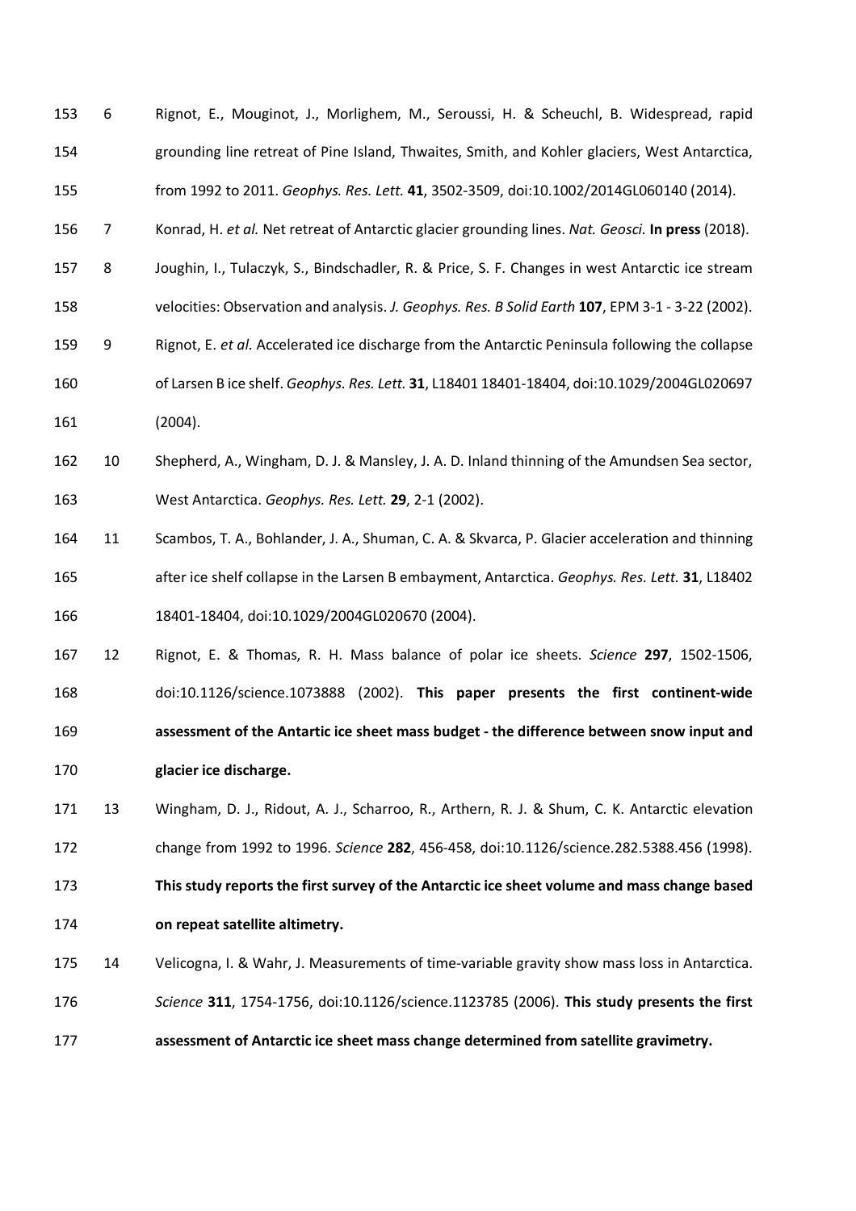6. Rignot, E., Mouginot, J., Morlighem, M., Seroussi, H. & Scheuchl, B. Widespread, rapid grounding line retreat of Pine Island, Thwaites, Smith, and Kohler glaciers, West Antarctica, from 1992 to 2011. *Geophys. Res. Lett.* **41**, 3502-3509, doi:10.1002/2014GL060140 (2014).
7. Konrad, H. *et al.* Net retreat of Antarctic glacier grounding lines. *Nat. Geosci.* **In press** (2018).
8. Joughin, I., Tulaczyk, S., Bindschadler, R. & Price, S. F. Changes in west Antarctic ice stream velocities: Observation and analysis. *J. Geophys. Res. B Solid Earth* **107**, EPM 3-1 - 3-22 (2002).
9. Rignot, E. *et al.* Accelerated ice discharge from the Antarctic Peninsula following the collapse of Larsen B ice shelf. *Geophys. Res. Lett.* **31**, L18401 18401-18404, doi:10.1029/2004GL020697 (2004).
10. Shepherd, A., Wingham, D. J. & Mansley, J. A. D. Inland thinning of the Amundsen Sea sector, West Antarctica. *Geophys. Res. Lett.* **29**, 2-1 (2002).
11. Scambos, T. A., Bohlander, J. A., Shuman, C. A. & Skvarca, P. Glacier acceleration and thinning after ice shelf collapse in the Larsen B embayment, Antarctica. *Geophys. Res. Lett.* **31**, L18402 18401-18404, doi:10.1029/2004GL020670 (2004).
12. Rignot, E. & Thomas, R. H. Mass balance of polar ice sheets. *Science* **297**, 1502-1506, doi:10.1126/science.1073888 (2002). **This paper presents the first continent-wide assessment of the Antartic ice sheet mass budget - the difference between snow input and glacier ice discharge.**
13. Wingham, D. J., Ridout, A. J., Scharroo, R., Arthern, R. J. & Shum, C. K. Antarctic elevation change from 1992 to 1996. *Science* **282**, 456-458, doi:10.1126/science.282.5388.456 (1998). **This study reports the first survey of the Antarctic ice sheet volume and mass change based on repeat satellite altimetry.**
14. Velicogna, I. & Wahr, J. Measurements of time-variable gravity show mass loss in Antarctica. *Science* **311**, 1754-1756, doi:10.1126/science.1123785 (2006). **This study presents the first assessment of Antarctic ice sheet mass change determined from satellite gravimetry.**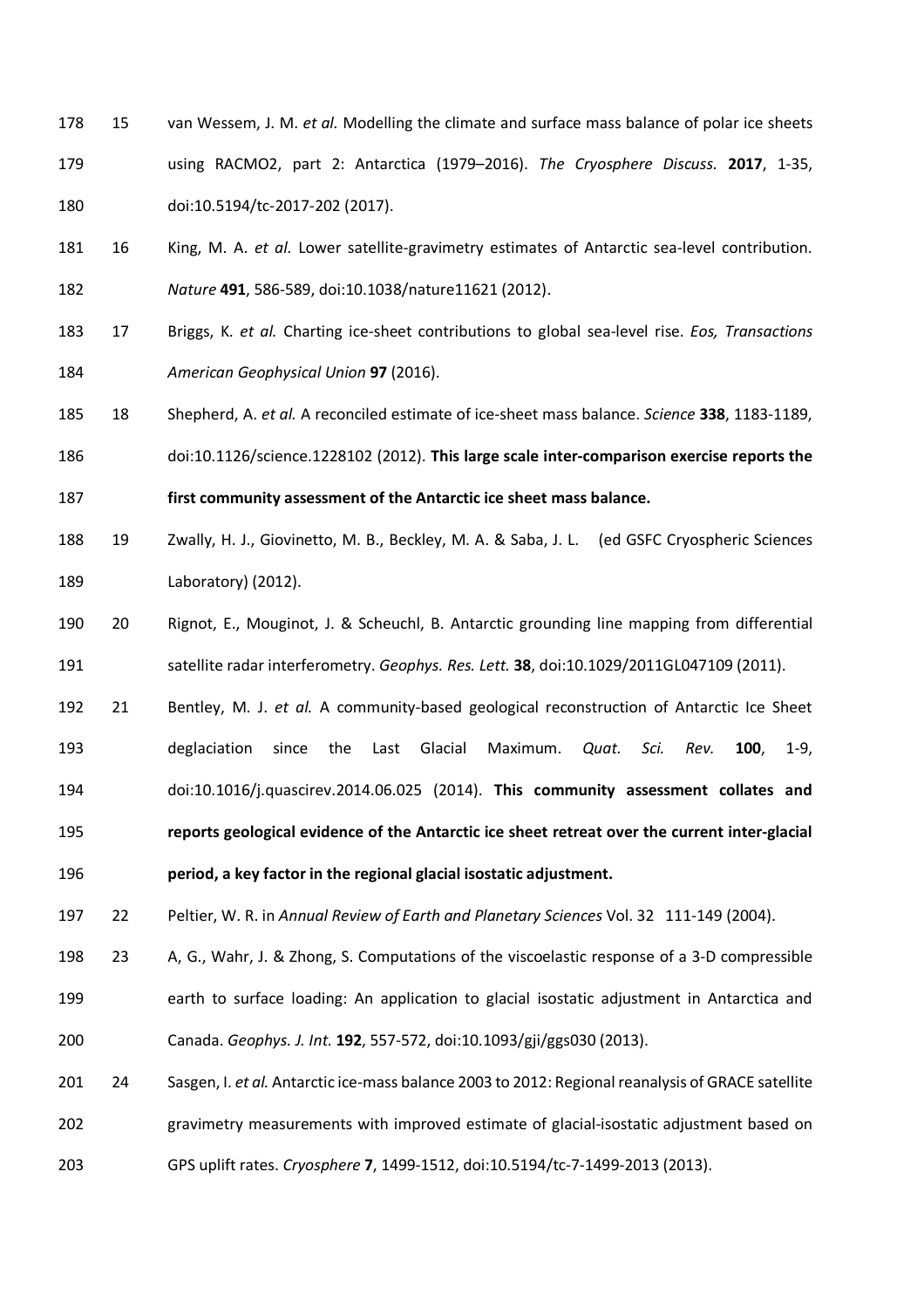15 van Wessem, J. M. *et al.* Modelling the climate and surface mass balance of polar ice sheets using RACMO2, part 2: Antarctica (1979–2016). *The Cryosphere Discuss.* **2017**, 1-35, doi:10.5194/tc-2017-202 (2017).

16 King, M. A. *et al.* Lower satellite-gravimetry estimates of Antarctic sea-level contribution. *Nature* **491**, 586-589, doi:10.1038/nature11621 (2012).

17 Briggs, K. *et al.* Charting ice-sheet contributions to global sea-level rise. *Eos, Transactions American Geophysical Union* **97** (2016).

18 Shepherd, A. *et al.* A reconciled estimate of ice-sheet mass balance. *Science* **338**, 1183-1189, doi:10.1126/science.1228102 (2012). **This large scale inter-comparison exercise reports the first community assessment of the Antarctic ice sheet mass balance.**

19 Zwally, H. J., Giovinetto, M. B., Beckley, M. A. & Saba, J. L. (ed GSFC Cryospheric Sciences Laboratory) (2012).

20 Rignot, E., Mouginot, J. & Scheuchl, B. Antarctic grounding line mapping from differential satellite radar interferometry. *Geophys. Res. Lett.* **38**, doi:10.1029/2011GL047109 (2011).

21 Bentley, M. J. *et al.* A community-based geological reconstruction of Antarctic Ice Sheet deglaciation since the Last Glacial Maximum. *Quat. Sci. Rev.* **100**, 1-9, doi:10.1016/j.quascirev.2014.06.025 (2014). **This community assessment collates and reports geological evidence of the Antarctic ice sheet retreat over the current inter-glacial period, a key factor in the regional glacial isostatic adjustment.**

22 Peltier, W. R. in *Annual Review of Earth and Planetary Sciences* Vol. 32 111-149 (2004).

23 A, G., Wahr, J. & Zhong, S. Computations of the viscoelastic response of a 3-D compressible earth to surface loading: An application to glacial isostatic adjustment in Antarctica and Canada. *Geophys. J. Int.* **192**, 557-572, doi:10.1093/gji/ggs030 (2013).

24 Sasgen, I. *et al.* Antarctic ice-mass balance 2003 to 2012: Regional reanalysis of GRACE satellite gravimetry measurements with improved estimate of glacial-isostatic adjustment based on GPS uplift rates. *Cryosphere* **7**, 1499-1512, doi:10.5194/tc-7-1499-2013 (2013).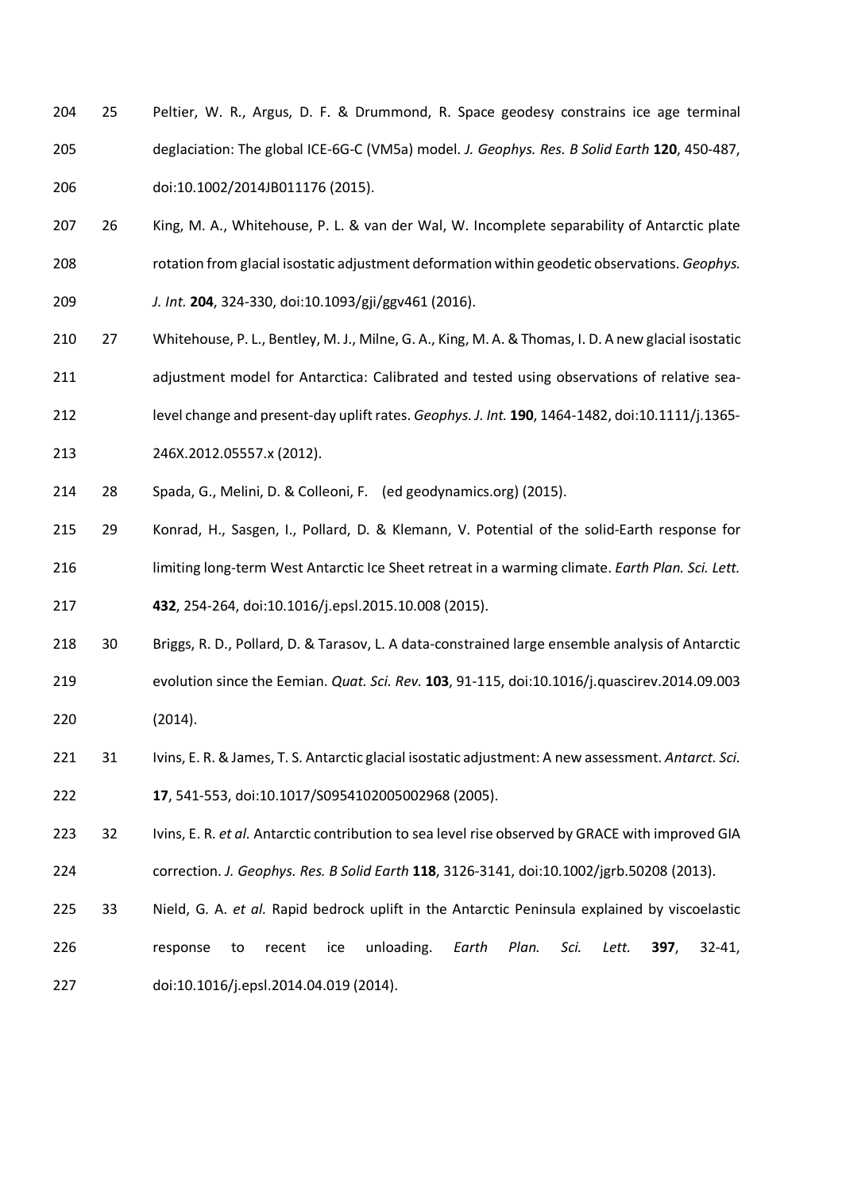204 25 Peltier, W. R., Argus, D. F. & Drummond, R. Space geodesy constrains ice age terminal
205 deglaciation: The global ICE-6G-C (VM5a) model. *J. Geophys. Res. B Solid Earth* **120**, 450-487,
206 doi:10.1002/2014JB011176 (2015).

207 26 King, M. A., Whitehouse, P. L. & van der Wal, W. Incomplete separability of Antarctic plate
208 rotation from glacial isostatic adjustment deformation within geodetic observations. *Geophys.*
209 *J. Int.* **204**, 324-330, doi:10.1093/gji/ggv461 (2016).

210 27 Whitehouse, P. L., Bentley, M. J., Milne, G. A., King, M. A. & Thomas, I. D. A new glacial isostatic
211 adjustment model for Antarctica: Calibrated and tested using observations of relative sea-
212 level change and present-day uplift rates. *Geophys. J. Int.* **190**, 1464-1482, doi:10.1111/j.1365-
213 246X.2012.05557.x (2012).

214 28 Spada, G., Melini, D. & Colleoni, F. (ed geodynamics.org) (2015).

215 29 Konrad, H., Sasgen, I., Pollard, D. & Klemann, V. Potential of the solid-Earth response for
216 limiting long-term West Antarctic Ice Sheet retreat in a warming climate. *Earth Plan. Sci. Lett.*
217 **432**, 254-264, doi:10.1016/j.epsl.2015.10.008 (2015).

218 30 Briggs, R. D., Pollard, D. & Tarasov, L. A data-constrained large ensemble analysis of Antarctic
219 evolution since the Eemian. *Quat. Sci. Rev.* **103**, 91-115, doi:10.1016/j.quascirev.2014.09.003
220 (2014).

221 31 Ivins, E. R. & James, T. S. Antarctic glacial isostatic adjustment: A new assessment. *Antarct. Sci.*
222 **17**, 541-553, doi:10.1017/S0954102005002968 (2005).

223 32 Ivins, E. R. *et al.* Antarctic contribution to sea level rise observed by GRACE with improved GIA
224 correction. *J. Geophys. Res. B Solid Earth* **118**, 3126-3141, doi:10.1002/jgrb.50208 (2013).

225 33 Nield, G. A. *et al.* Rapid bedrock uplift in the Antarctic Peninsula explained by viscoelastic
226 response to recent ice unloading. *Earth Plan. Sci. Lett.* **397**, 32-41,
227 doi:10.1016/j.epsl.2014.04.019 (2014).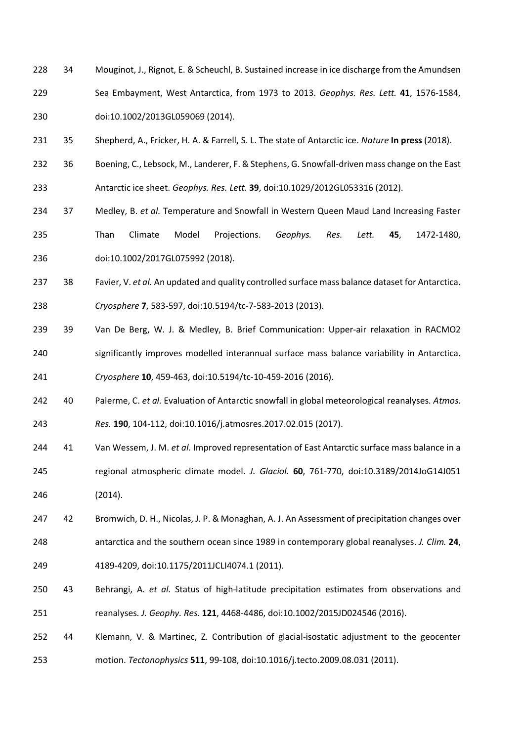34 Mouginot, J., Rignot, E. & Scheuchl, B. Sustained increase in ice discharge from the Amundsen Sea Embayment, West Antarctica, from 1973 to 2013. *Geophys. Res. Lett.* **41**, 1576-1584, doi:10.1002/2013GL059069 (2014).

35 Shepherd, A., Fricker, H. A. & Farrell, S. L. The state of Antarctic ice. *Nature* **In press** (2018).

36 Boening, C., Lebsock, M., Landerer, F. & Stephens, G. Snowfall-driven mass change on the East Antarctic ice sheet. *Geophys. Res. Lett.* **39**, doi:10.1029/2012GL053316 (2012).

37 Medley, B. *et al.* Temperature and Snowfall in Western Queen Maud Land Increasing Faster Than Climate Model Projections. *Geophys. Res. Lett.* **45**, 1472-1480, doi:10.1002/2017GL075992 (2018).

38 Favier, V. *et al.* An updated and quality controlled surface mass balance dataset for Antarctica. *Cryosphere* **7**, 583-597, doi:10.5194/tc-7-583-2013 (2013).

39 Van De Berg, W. J. & Medley, B. Brief Communication: Upper-air relaxation in RACMO2 significantly improves modelled interannual surface mass balance variability in Antarctica. *Cryosphere* **10**, 459-463, doi:10.5194/tc-10-459-2016 (2016).

40 Palerme, C. *et al.* Evaluation of Antarctic snowfall in global meteorological reanalyses. *Atmos. Res.* **190**, 104-112, doi:10.1016/j.atmosres.2017.02.015 (2017).

41 Van Wessem, J. M. *et al.* Improved representation of East Antarctic surface mass balance in a regional atmospheric climate model. *J. Glaciol.* **60**, 761-770, doi:10.3189/2014JoG14J051 (2014).

42 Bromwich, D. H., Nicolas, J. P. & Monaghan, A. J. An Assessment of precipitation changes over antarctica and the southern ocean since 1989 in contemporary global reanalyses. *J. Clim.* **24**, 4189-4209, doi:10.1175/2011JCLI4074.1 (2011).

43 Behrangi, A. *et al.* Status of high-latitude precipitation estimates from observations and reanalyses. *J. Geophy. Res.* **121**, 4468-4486, doi:10.1002/2015JD024546 (2016).

44 Klemann, V. & Martinec, Z. Contribution of glacial-isostatic adjustment to the geocenter motion. *Tectonophysics* **511**, 99-108, doi:10.1016/j.tecto.2009.08.031 (2011).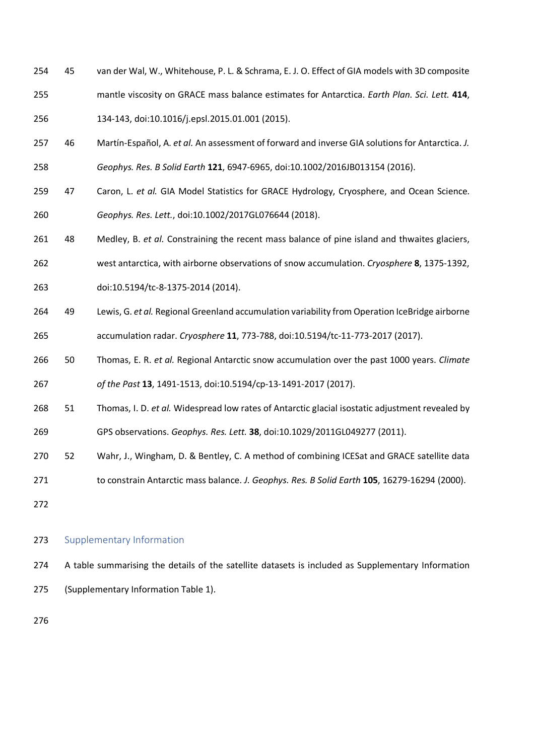45 van der Wal, W., Whitehouse, P. L. & Schrama, E. J. O. Effect of GIA models with 3D composite mantle viscosity on GRACE mass balance estimates for Antarctica. *Earth Plan. Sci. Lett.* **414**, 134-143, doi:10.1016/j.epsl.2015.01.001 (2015).

46 Martín-Español, A. *et al.* An assessment of forward and inverse GIA solutions for Antarctica. *J. Geophys. Res. B Solid Earth* **121**, 6947-6965, doi:10.1002/2016JB013154 (2016).

47 Caron, L. *et al.* GIA Model Statistics for GRACE Hydrology, Cryosphere, and Ocean Science. *Geophys. Res. Lett.*, doi:10.1002/2017GL076644 (2018).

48 Medley, B. *et al.* Constraining the recent mass balance of pine island and thwaites glaciers, west antarctica, with airborne observations of snow accumulation. *Cryosphere* **8**, 1375-1392, doi:10.5194/tc-8-1375-2014 (2014).

49 Lewis, G. *et al.* Regional Greenland accumulation variability from Operation IceBridge airborne accumulation radar. *Cryosphere* **11**, 773-788, doi:10.5194/tc-11-773-2017 (2017).

50 Thomas, E. R. *et al.* Regional Antarctic snow accumulation over the past 1000 years. *Climate of the Past* **13**, 1491-1513, doi:10.5194/cp-13-1491-2017 (2017).

51 Thomas, I. D. *et al.* Widespread low rates of Antarctic glacial isostatic adjustment revealed by GPS observations. *Geophys. Res. Lett.* **38**, doi:10.1029/2011GL049277 (2011).

52 Wahr, J., Wingham, D. & Bentley, C. A method of combining ICESat and GRACE satellite data to constrain Antarctic mass balance. *J. Geophys. Res. B Solid Earth* **105**, 16279-16294 (2000).

## Supplementary Information

A table summarising the details of the satellite datasets is included as Supplementary Information (Supplementary Information Table 1).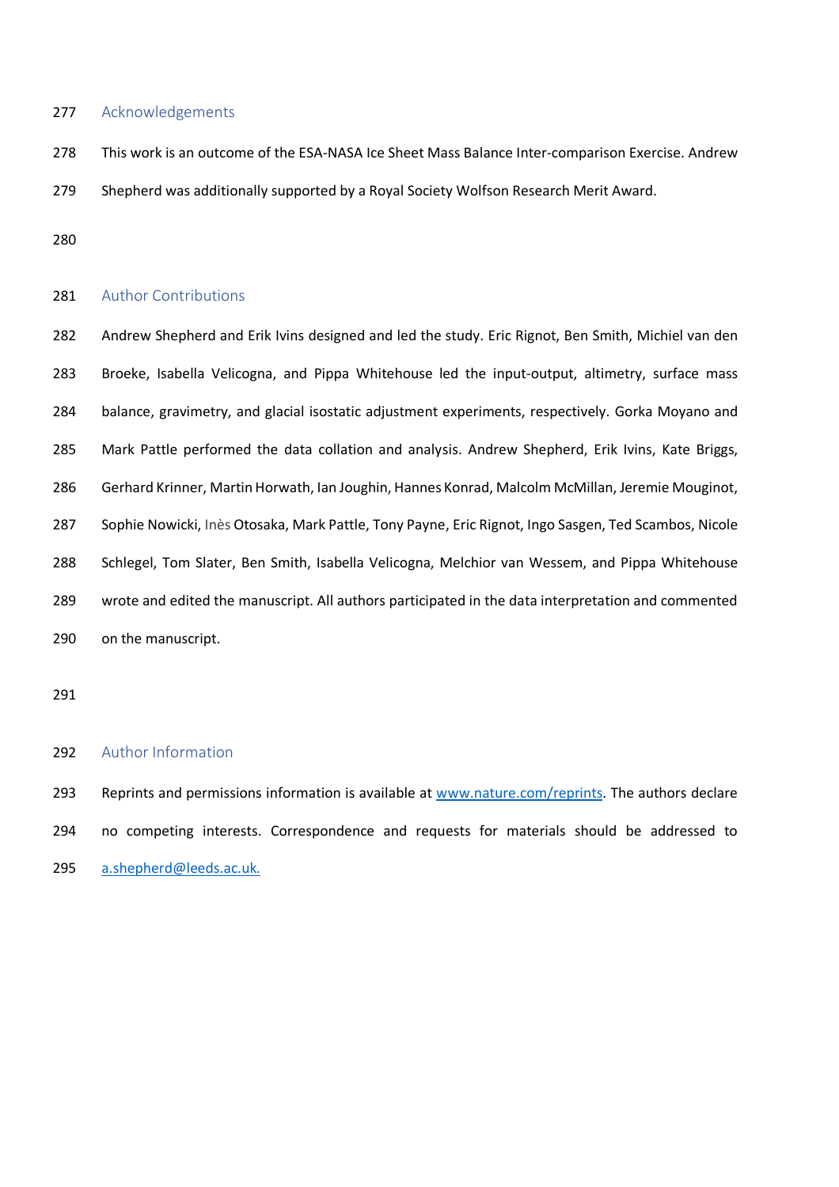## Acknowledgements

This work is an outcome of the ESA-NASA Ice Sheet Mass Balance Inter-comparison Exercise. Andrew Shepherd was additionally supported by a Royal Society Wolfson Research Merit Award.

## Author Contributions

Andrew Shepherd and Erik Ivins designed and led the study. Eric Rignot, Ben Smith, Michiel van den Broeke, Isabella Velicogna, and Pippa Whitehouse led the input-output, altimetry, surface mass balance, gravimetry, and glacial isostatic adjustment experiments, respectively. Gorka Moyano and Mark Pattle performed the data collation and analysis. Andrew Shepherd, Erik Ivins, Kate Briggs, Gerhard Krinner, Martin Horwath, Ian Joughin, Hannes Konrad, Malcolm McMillan, Jeremie Mouginot, Sophie Nowicki, Inès Otosaka, Mark Pattle, Tony Payne, Eric Rignot, Ingo Sasgen, Ted Scambos, Nicole Schlegel, Tom Slater, Ben Smith, Isabella Velicogna, Melchior van Wessem, and Pippa Whitehouse wrote and edited the manuscript. All authors participated in the data interpretation and commented on the manuscript.

## Author Information

Reprints and permissions information is available at [www.nature.com/reprints](www.nature.com/reprints). The authors declare no competing interests. Correspondence and requests for materials should be addressed to [a.shepherd@leeds.ac.uk.](mailto:a.shepherd@leeds.ac.uk)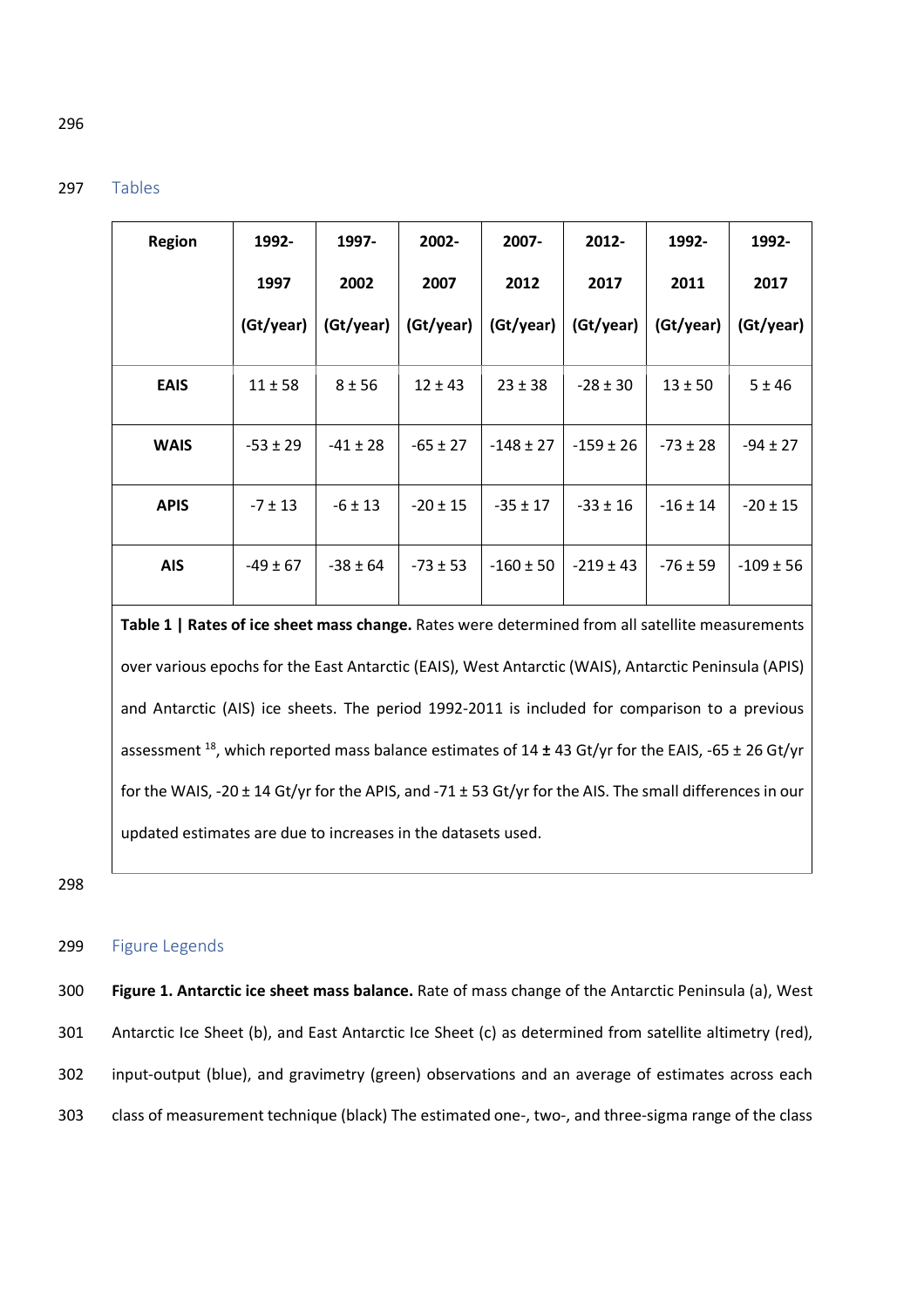## Tables

| Region | 1992-1997 (Gt/year) | 1997-2002 (Gt/year) | 2002-2007 (Gt/year) | 2007-2012 (Gt/year) | 2012-2017 (Gt/year) | 1992-2011 (Gt/year) | 1992-2017 (Gt/year) |
|---|---|---|---|---|---|---|---|
| **EAIS** | 11 ± 58 | 8 ± 56 | 12 ± 43 | 23 ± 38 | -28 ± 30 | 13 ± 50 | 5 ± 46 |
| **WAIS** | -53 ± 29 | -41 ± 28 | -65 ± 27 | -148 ± 27 | -159 ± 26 | -73 ± 28 | -94 ± 27 |
| **APIS** | -7 ± 13 | -6 ± 13 | -20 ± 15 | -35 ± 17 | -33 ± 16 | -16 ± 14 | -20 ± 15 |
| **AIS** | -49 ± 67 | -38 ± 64 | -73 ± 53 | -160 ± 50 | -219 ± 43 | -76 ± 59 | -109 ± 56 |

**Table 1 | Rates of ice sheet mass change.** Rates were determined from all satellite measurements over various epochs for the East Antarctic (EAIS), West Antarctic (WAIS), Antarctic Peninsula (APIS) and Antarctic (AIS) ice sheets. The period 1992-2011 is included for comparison to a previous assessment [18], which reported mass balance estimates of 14 **±** 43 Gt/yr for the EAIS, -65 ± 26 Gt/yr for the WAIS, -20 ± 14 Gt/yr for the APIS, and -71 ± 53 Gt/yr for the AIS. The small differences in our updated estimates are due to increases in the datasets used.

## Figure Legends

**Figure 1. Antarctic ice sheet mass balance.** Rate of mass change of the Antarctic Peninsula (a), West Antarctic Ice Sheet (b), and East Antarctic Ice Sheet (c) as determined from satellite altimetry (red), input-output (blue), and gravimetry (green) observations and an average of estimates across each class of measurement technique (black) The estimated one-, two-, and three-sigma range of the class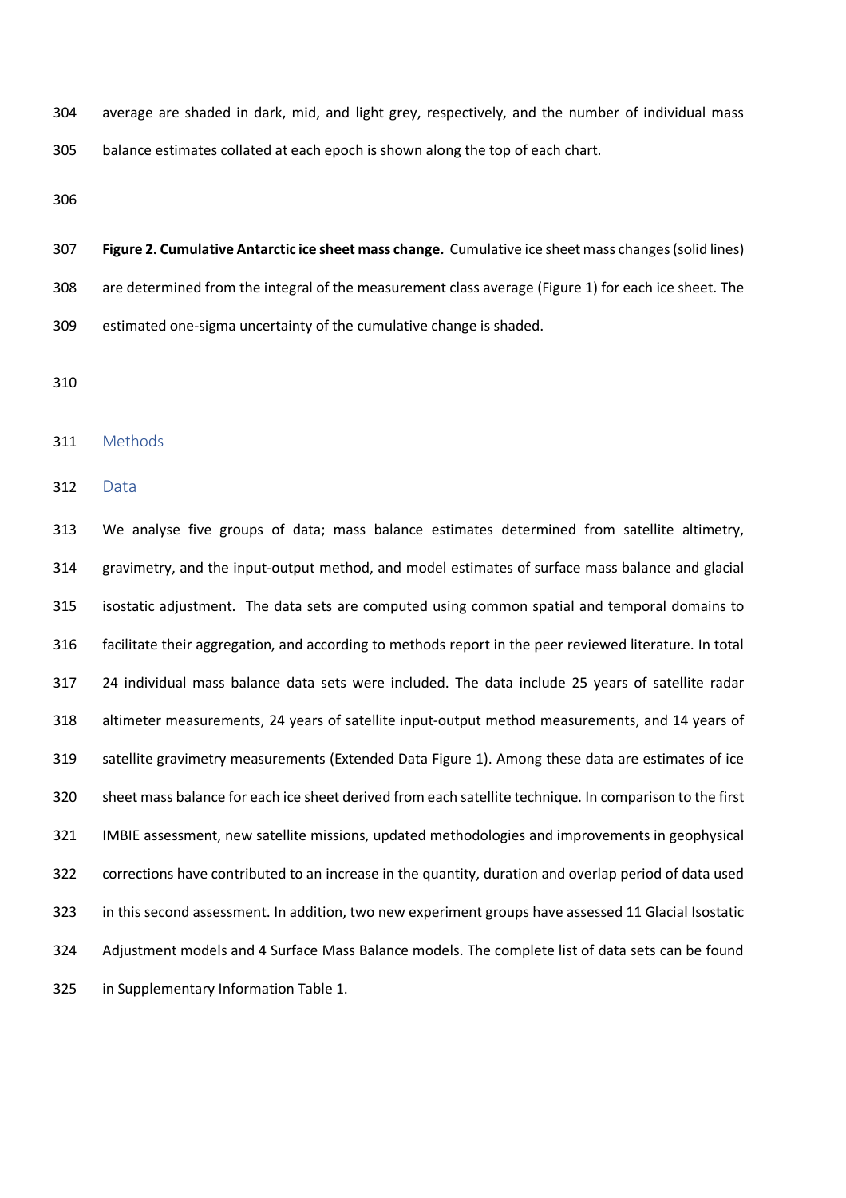average are shaded in dark, mid, and light grey, respectively, and the number of individual mass balance estimates collated at each epoch is shown along the top of each chart.

**Figure 2. Cumulative Antarctic ice sheet mass change.** Cumulative ice sheet mass changes (solid lines) are determined from the integral of the measurement class average (Figure 1) for each ice sheet. The estimated one-sigma uncertainty of the cumulative change is shaded.

## Methods

### Data

We analyse five groups of data; mass balance estimates determined from satellite altimetry, gravimetry, and the input-output method, and model estimates of surface mass balance and glacial isostatic adjustment. The data sets are computed using common spatial and temporal domains to facilitate their aggregation, and according to methods report in the peer reviewed literature. In total 24 individual mass balance data sets were included. The data include 25 years of satellite radar altimeter measurements, 24 years of satellite input-output method measurements, and 14 years of satellite gravimetry measurements (Extended Data Figure 1). Among these data are estimates of ice sheet mass balance for each ice sheet derived from each satellite technique. In comparison to the first IMBIE assessment, new satellite missions, updated methodologies and improvements in geophysical corrections have contributed to an increase in the quantity, duration and overlap period of data used in this second assessment. In addition, two new experiment groups have assessed 11 Glacial Isostatic Adjustment models and 4 Surface Mass Balance models. The complete list of data sets can be found in Supplementary Information Table 1.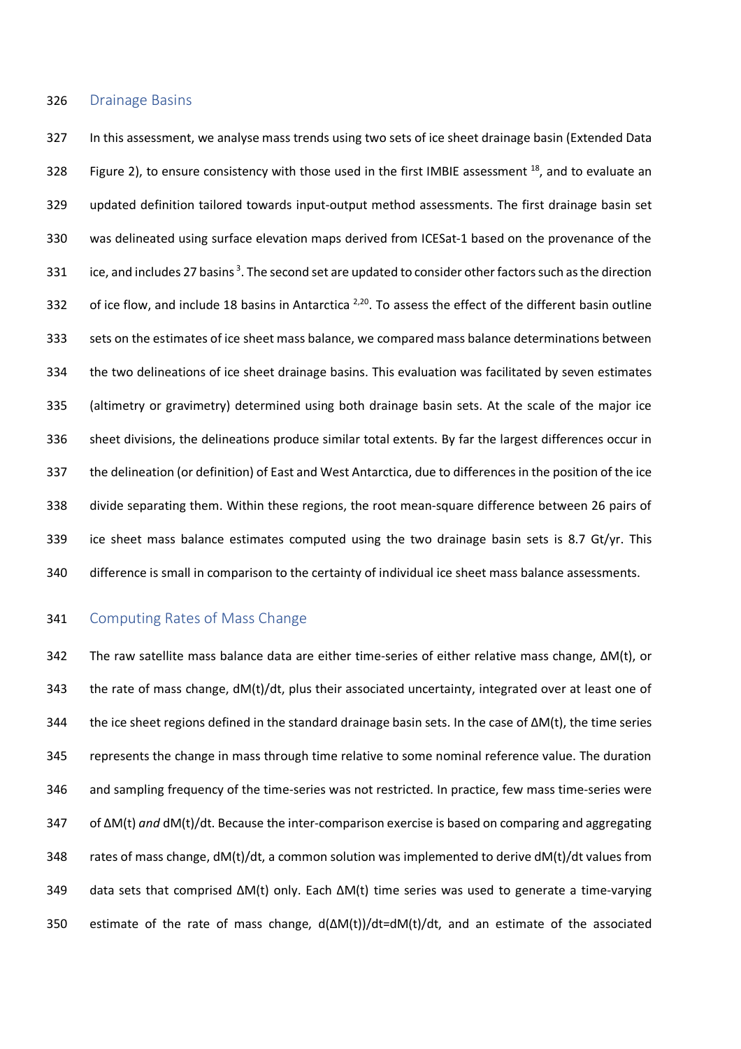## Drainage Basins

In this assessment, we analyse mass trends using two sets of ice sheet drainage basin (Extended Data Figure 2), to ensure consistency with those used in the first IMBIE assessment [18], and to evaluate an updated definition tailored towards input-output method assessments. The first drainage basin set was delineated using surface elevation maps derived from ICESat-1 based on the provenance of the ice, and includes 27 basins [3]. The second set are updated to consider other factors such as the direction of ice flow, and include 18 basins in Antarctica [2,20]. To assess the effect of the different basin outline sets on the estimates of ice sheet mass balance, we compared mass balance determinations between the two delineations of ice sheet drainage basins. This evaluation was facilitated by seven estimates (altimetry or gravimetry) determined using both drainage basin sets. At the scale of the major ice sheet divisions, the delineations produce similar total extents. By far the largest differences occur in the delineation (or definition) of East and West Antarctica, due to differences in the position of the ice divide separating them. Within these regions, the root mean-square difference between 26 pairs of ice sheet mass balance estimates computed using the two drainage basin sets is 8.7 Gt/yr. This difference is small in comparison to the certainty of individual ice sheet mass balance assessments.

## Computing Rates of Mass Change

The raw satellite mass balance data are either time-series of either relative mass change, $\Delta M(t)$, or the rate of mass change, $dM(t)/dt$, plus their associated uncertainty, integrated over at least one of the ice sheet regions defined in the standard drainage basin sets. In the case of $\Delta M(t)$, the time series represents the change in mass through time relative to some nominal reference value. The duration and sampling frequency of the time-series was not restricted. In practice, few mass time-series were of $\Delta M(t)$ *and* $dM(t)/dt$. Because the inter-comparison exercise is based on comparing and aggregating rates of mass change, $dM(t)/dt$, a common solution was implemented to derive $dM(t)/dt$ values from data sets that comprised $\Delta M(t)$ only. Each $\Delta M(t)$ time series was used to generate a time-varying estimate of the rate of mass change, $d(\Delta M(t))/dt = dM(t)/dt$, and an estimate of the associated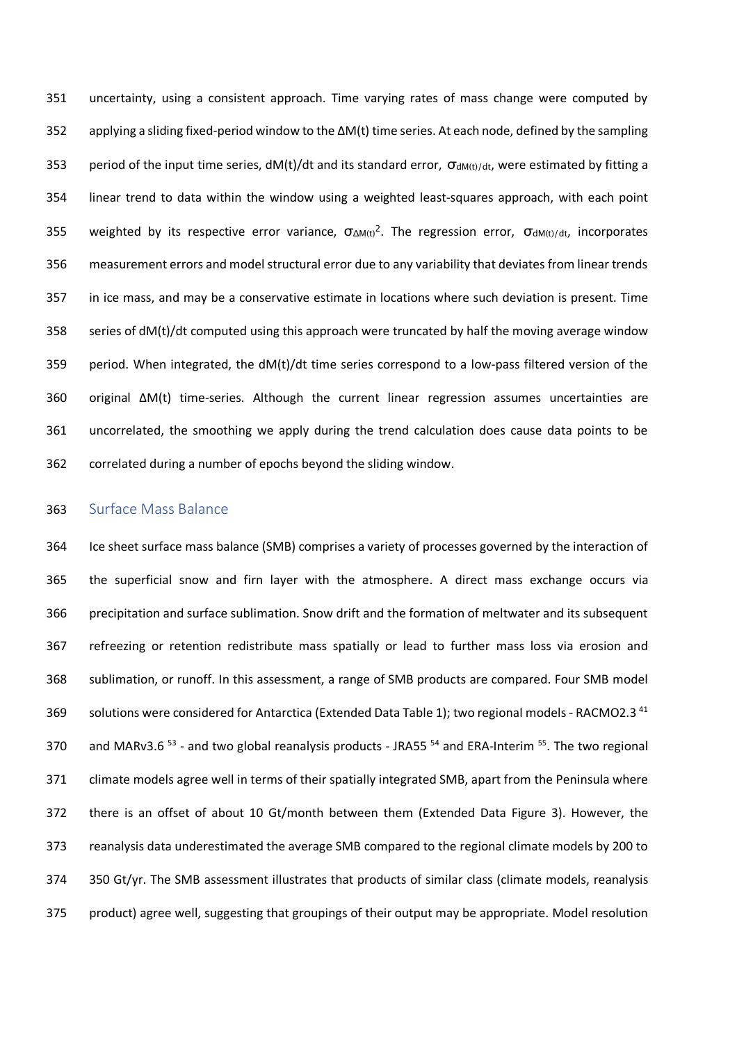uncertainty, using a consistent approach. Time varying rates of mass change were computed by applying a sliding fixed-period window to the $\Delta M(t)$ time series. At each node, defined by the sampling period of the input time series, $dM(t)/dt$ and its standard error, $\sigma_{dM(t)/dt}$, were estimated by fitting a linear trend to data within the window using a weighted least-squares approach, with each point weighted by its respective error variance, $\sigma_{\Delta M(t)}^2$. The regression error, $\sigma_{dM(t)/dt}$, incorporates measurement errors and model structural error due to any variability that deviates from linear trends in ice mass, and may be a conservative estimate in locations where such deviation is present. Time series of $dM(t)/dt$ computed using this approach were truncated by half the moving average window period. When integrated, the $dM(t)/dt$ time series correspond to a low-pass filtered version of the original $\Delta M(t)$ time-series. Although the current linear regression assumes uncertainties are uncorrelated, the smoothing we apply during the trend calculation does cause data points to be correlated during a number of epochs beyond the sliding window.

## Surface Mass Balance

Ice sheet surface mass balance (SMB) comprises a variety of processes governed by the interaction of the superficial snow and firn layer with the atmosphere. A direct mass exchange occurs via precipitation and surface sublimation. Snow drift and the formation of meltwater and its subsequent refreezing or retention redistribute mass spatially or lead to further mass loss via erosion and sublimation, or runoff. In this assessment, a range of SMB products are compared. Four SMB model solutions were considered for Antarctica (Extended Data Table 1); two regional models - RACMO2.3 [41] and MARv3.6 [53] - and two global reanalysis products - JRA55 [54] and ERA-Interim [55]. The two regional climate models agree well in terms of their spatially integrated SMB, apart from the Peninsula where there is an offset of about 10 Gt/month between them (Extended Data Figure 3). However, the reanalysis data underestimated the average SMB compared to the regional climate models by 200 to 350 Gt/yr. The SMB assessment illustrates that products of similar class (climate models, reanalysis product) agree well, suggesting that groupings of their output may be appropriate. Model resolution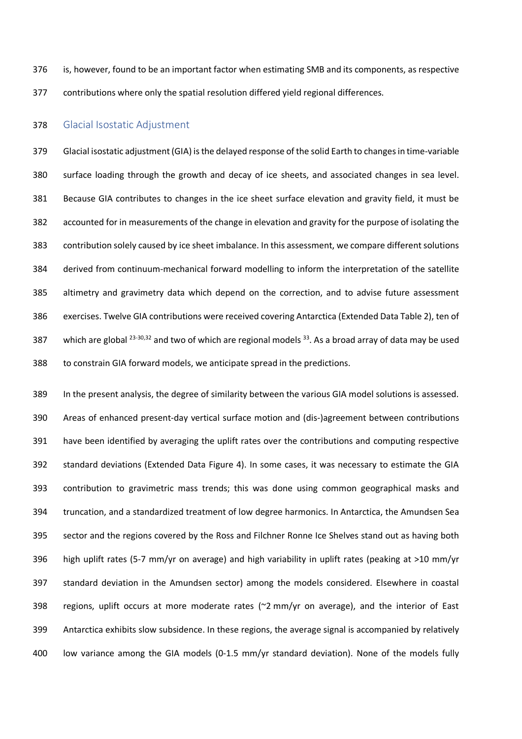is, however, found to be an important factor when estimating SMB and its components, as respective contributions where only the spatial resolution differed yield regional differences.

## Glacial Isostatic Adjustment

Glacial isostatic adjustment (GIA) is the delayed response of the solid Earth to changes in time-variable surface loading through the growth and decay of ice sheets, and associated changes in sea level. Because GIA contributes to changes in the ice sheet surface elevation and gravity field, it must be accounted for in measurements of the change in elevation and gravity for the purpose of isolating the contribution solely caused by ice sheet imbalance. In this assessment, we compare different solutions derived from continuum-mechanical forward modelling to inform the interpretation of the satellite altimetry and gravimetry data which depend on the correction, and to advise future assessment exercises. Twelve GIA contributions were received covering Antarctica (Extended Data Table 2), ten of which are global [23-30,32] and two of which are regional models [33]. As a broad array of data may be used to constrain GIA forward models, we anticipate spread in the predictions.

In the present analysis, the degree of similarity between the various GIA model solutions is assessed. Areas of enhanced present-day vertical surface motion and (dis-)agreement between contributions have been identified by averaging the uplift rates over the contributions and computing respective standard deviations (Extended Data Figure 4). In some cases, it was necessary to estimate the GIA contribution to gravimetric mass trends; this was done using common geographical masks and truncation, and a standardized treatment of low degree harmonics. In Antarctica, the Amundsen Sea sector and the regions covered by the Ross and Filchner Ronne Ice Shelves stand out as having both high uplift rates (5-7 mm/yr on average) and high variability in uplift rates (peaking at >10 mm/yr standard deviation in the Amundsen sector) among the models considered. Elsewhere in coastal regions, uplift occurs at more moderate rates (~2 mm/yr on average), and the interior of East Antarctica exhibits slow subsidence. In these regions, the average signal is accompanied by relatively low variance among the GIA models (0-1.5 mm/yr standard deviation). None of the models fully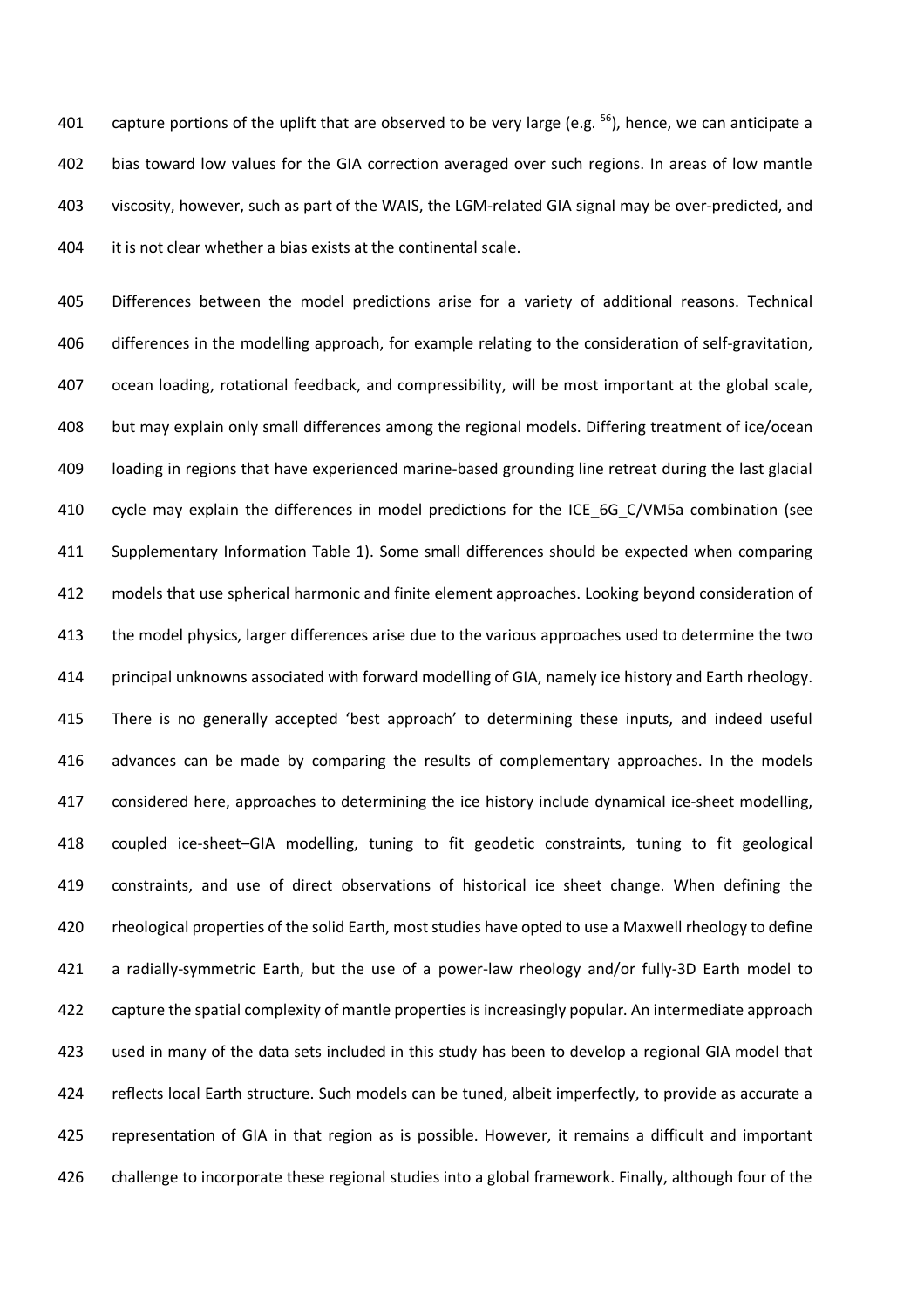capture portions of the uplift that are observed to be very large (e.g. [56]), hence, we can anticipate a bias toward low values for the GIA correction averaged over such regions. In areas of low mantle viscosity, however, such as part of the WAIS, the LGM-related GIA signal may be over-predicted, and it is not clear whether a bias exists at the continental scale.

Differences between the model predictions arise for a variety of additional reasons. Technical differences in the modelling approach, for example relating to the consideration of self-gravitation, ocean loading, rotational feedback, and compressibility, will be most important at the global scale, but may explain only small differences among the regional models. Differing treatment of ice/ocean loading in regions that have experienced marine-based grounding line retreat during the last glacial cycle may explain the differences in model predictions for the ICE_6G_C/VM5a combination (see Supplementary Information Table 1). Some small differences should be expected when comparing models that use spherical harmonic and finite element approaches. Looking beyond consideration of the model physics, larger differences arise due to the various approaches used to determine the two principal unknowns associated with forward modelling of GIA, namely ice history and Earth rheology. There is no generally accepted 'best approach' to determining these inputs, and indeed useful advances can be made by comparing the results of complementary approaches. In the models considered here, approaches to determining the ice history include dynamical ice-sheet modelling, coupled ice-sheet–GIA modelling, tuning to fit geodetic constraints, tuning to fit geological constraints, and use of direct observations of historical ice sheet change. When defining the rheological properties of the solid Earth, most studies have opted to use a Maxwell rheology to define a radially-symmetric Earth, but the use of a power-law rheology and/or fully-3D Earth model to capture the spatial complexity of mantle properties is increasingly popular. An intermediate approach used in many of the data sets included in this study has been to develop a regional GIA model that reflects local Earth structure. Such models can be tuned, albeit imperfectly, to provide as accurate a representation of GIA in that region as is possible. However, it remains a difficult and important challenge to incorporate these regional studies into a global framework. Finally, although four of the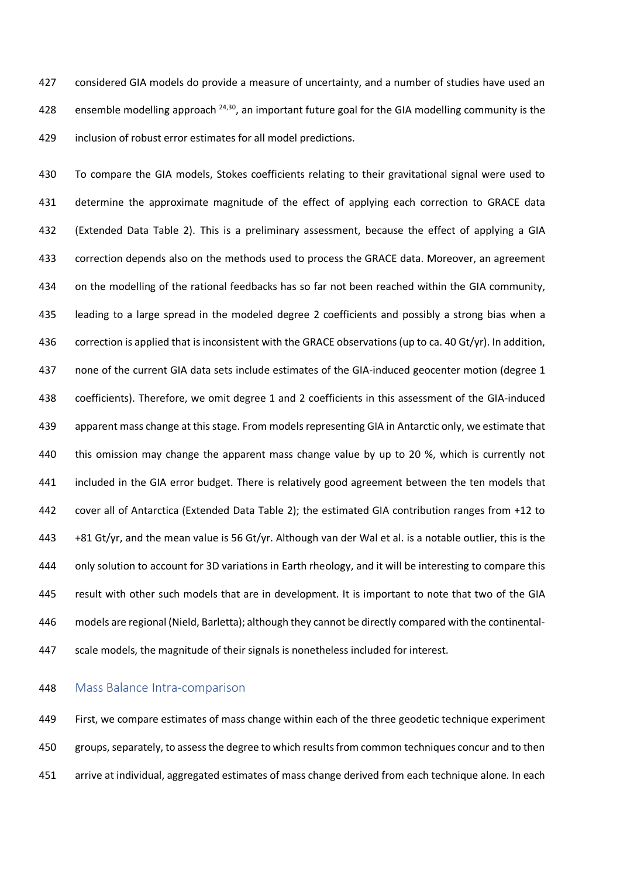considered GIA models do provide a measure of uncertainty, and a number of studies have used an ensemble modelling approach [24,30], an important future goal for the GIA modelling community is the inclusion of robust error estimates for all model predictions.

To compare the GIA models, Stokes coefficients relating to their gravitational signal were used to determine the approximate magnitude of the effect of applying each correction to GRACE data (Extended Data Table 2). This is a preliminary assessment, because the effect of applying a GIA correction depends also on the methods used to process the GRACE data. Moreover, an agreement on the modelling of the rational feedbacks has so far not been reached within the GIA community, leading to a large spread in the modeled degree 2 coefficients and possibly a strong bias when a correction is applied that is inconsistent with the GRACE observations (up to ca. 40 Gt/yr). In addition, none of the current GIA data sets include estimates of the GIA-induced geocenter motion (degree 1 coefficients). Therefore, we omit degree 1 and 2 coefficients in this assessment of the GIA-induced apparent mass change at this stage. From models representing GIA in Antarctic only, we estimate that this omission may change the apparent mass change value by up to 20 %, which is currently not included in the GIA error budget. There is relatively good agreement between the ten models that cover all of Antarctica (Extended Data Table 2); the estimated GIA contribution ranges from +12 to +81 Gt/yr, and the mean value is 56 Gt/yr. Although van der Wal et al. is a notable outlier, this is the only solution to account for 3D variations in Earth rheology, and it will be interesting to compare this result with other such models that are in development. It is important to note that two of the GIA models are regional (Nield, Barletta); although they cannot be directly compared with the continental-scale models, the magnitude of their signals is nonetheless included for interest.

## Mass Balance Intra-comparison

First, we compare estimates of mass change within each of the three geodetic technique experiment groups, separately, to assess the degree to which results from common techniques concur and to then arrive at individual, aggregated estimates of mass change derived from each technique alone. In each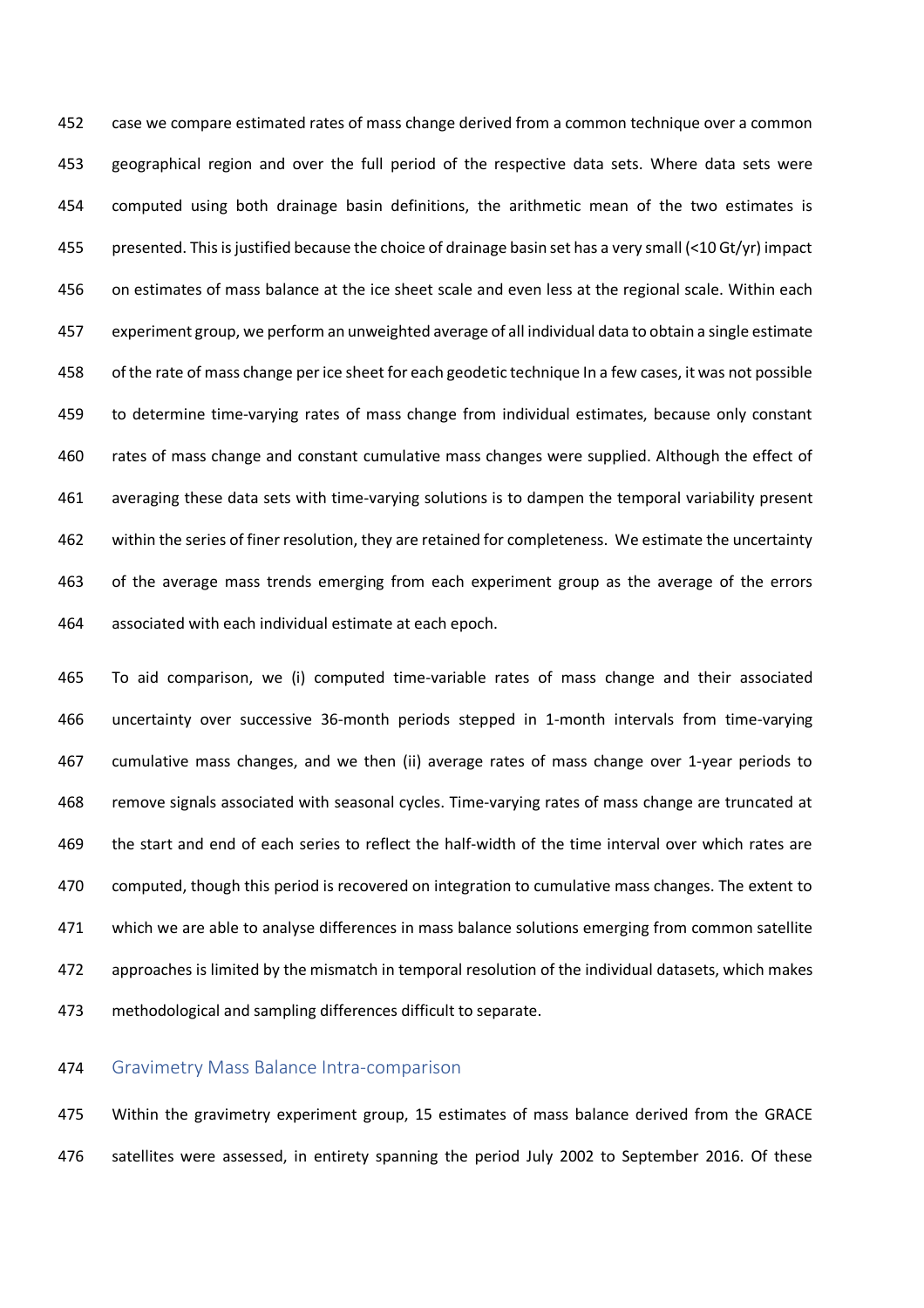case we compare estimated rates of mass change derived from a common technique over a common geographical region and over the full period of the respective data sets. Where data sets were computed using both drainage basin definitions, the arithmetic mean of the two estimates is presented. This is justified because the choice of drainage basin set has a very small (<10 Gt/yr) impact on estimates of mass balance at the ice sheet scale and even less at the regional scale. Within each experiment group, we perform an unweighted average of all individual data to obtain a single estimate of the rate of mass change per ice sheet for each geodetic technique In a few cases, it was not possible to determine time-varying rates of mass change from individual estimates, because only constant rates of mass change and constant cumulative mass changes were supplied. Although the effect of averaging these data sets with time-varying solutions is to dampen the temporal variability present within the series of finer resolution, they are retained for completeness. We estimate the uncertainty of the average mass trends emerging from each experiment group as the average of the errors associated with each individual estimate at each epoch.

To aid comparison, we (i) computed time-variable rates of mass change and their associated uncertainty over successive 36-month periods stepped in 1-month intervals from time-varying cumulative mass changes, and we then (ii) average rates of mass change over 1-year periods to remove signals associated with seasonal cycles. Time-varying rates of mass change are truncated at the start and end of each series to reflect the half-width of the time interval over which rates are computed, though this period is recovered on integration to cumulative mass changes. The extent to which we are able to analyse differences in mass balance solutions emerging from common satellite approaches is limited by the mismatch in temporal resolution of the individual datasets, which makes methodological and sampling differences difficult to separate.

## Gravimetry Mass Balance Intra-comparison

Within the gravimetry experiment group, 15 estimates of mass balance derived from the GRACE satellites were assessed, in entirety spanning the period July 2002 to September 2016. Of these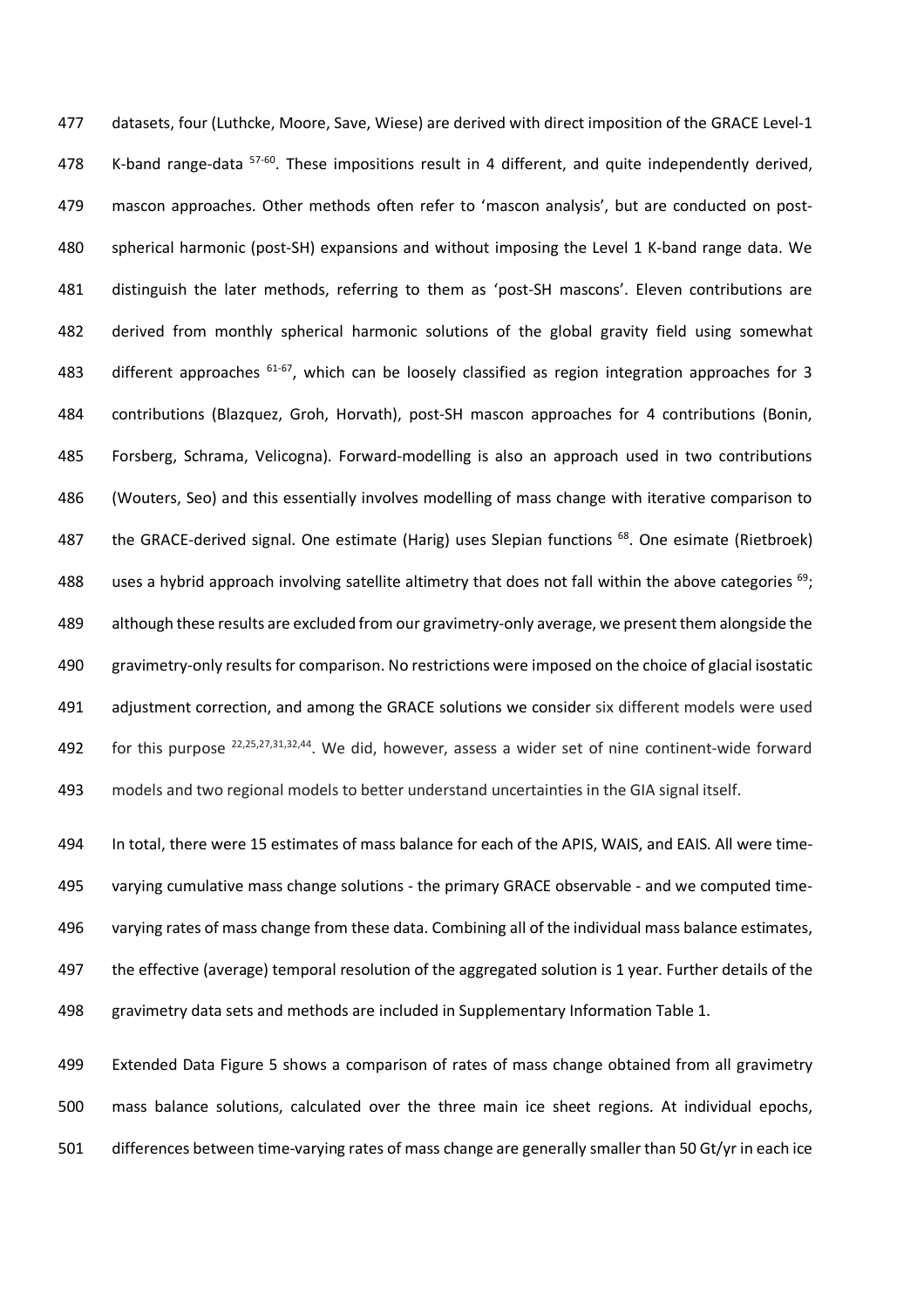datasets, four (Luthcke, Moore, Save, Wiese) are derived with direct imposition of the GRACE Level-1 K-band range-data [57-60]. These impositions result in 4 different, and quite independently derived, mascon approaches. Other methods often refer to 'mascon analysis', but are conducted on post-spherical harmonic (post-SH) expansions and without imposing the Level 1 K-band range data. We distinguish the later methods, referring to them as 'post-SH mascons'. Eleven contributions are derived from monthly spherical harmonic solutions of the global gravity field using somewhat different approaches [61-67], which can be loosely classified as region integration approaches for 3 contributions (Blazquez, Groh, Horvath), post-SH mascon approaches for 4 contributions (Bonin, Forsberg, Schrama, Velicogna). Forward-modelling is also an approach used in two contributions (Wouters, Seo) and this essentially involves modelling of mass change with iterative comparison to the GRACE-derived signal. One estimate (Harig) uses Slepian functions [68]. One esimate (Rietbroek) uses a hybrid approach involving satellite altimetry that does not fall within the above categories [69]; although these results are excluded from our gravimetry-only average, we present them alongside the gravimetry-only results for comparison. No restrictions were imposed on the choice of glacial isostatic adjustment correction, and among the GRACE solutions we consider six different models were used for this purpose [22,25,27,31,32,44]. We did, however, assess a wider set of nine continent-wide forward models and two regional models to better understand uncertainties in the GIA signal itself.

In total, there were 15 estimates of mass balance for each of the APIS, WAIS, and EAIS. All were time-varying cumulative mass change solutions - the primary GRACE observable - and we computed time-varying rates of mass change from these data. Combining all of the individual mass balance estimates, the effective (average) temporal resolution of the aggregated solution is 1 year. Further details of the gravimetry data sets and methods are included in Supplementary Information Table 1.

Extended Data Figure 5 shows a comparison of rates of mass change obtained from all gravimetry mass balance solutions, calculated over the three main ice sheet regions. At individual epochs, differences between time-varying rates of mass change are generally smaller than 50 Gt/yr in each ice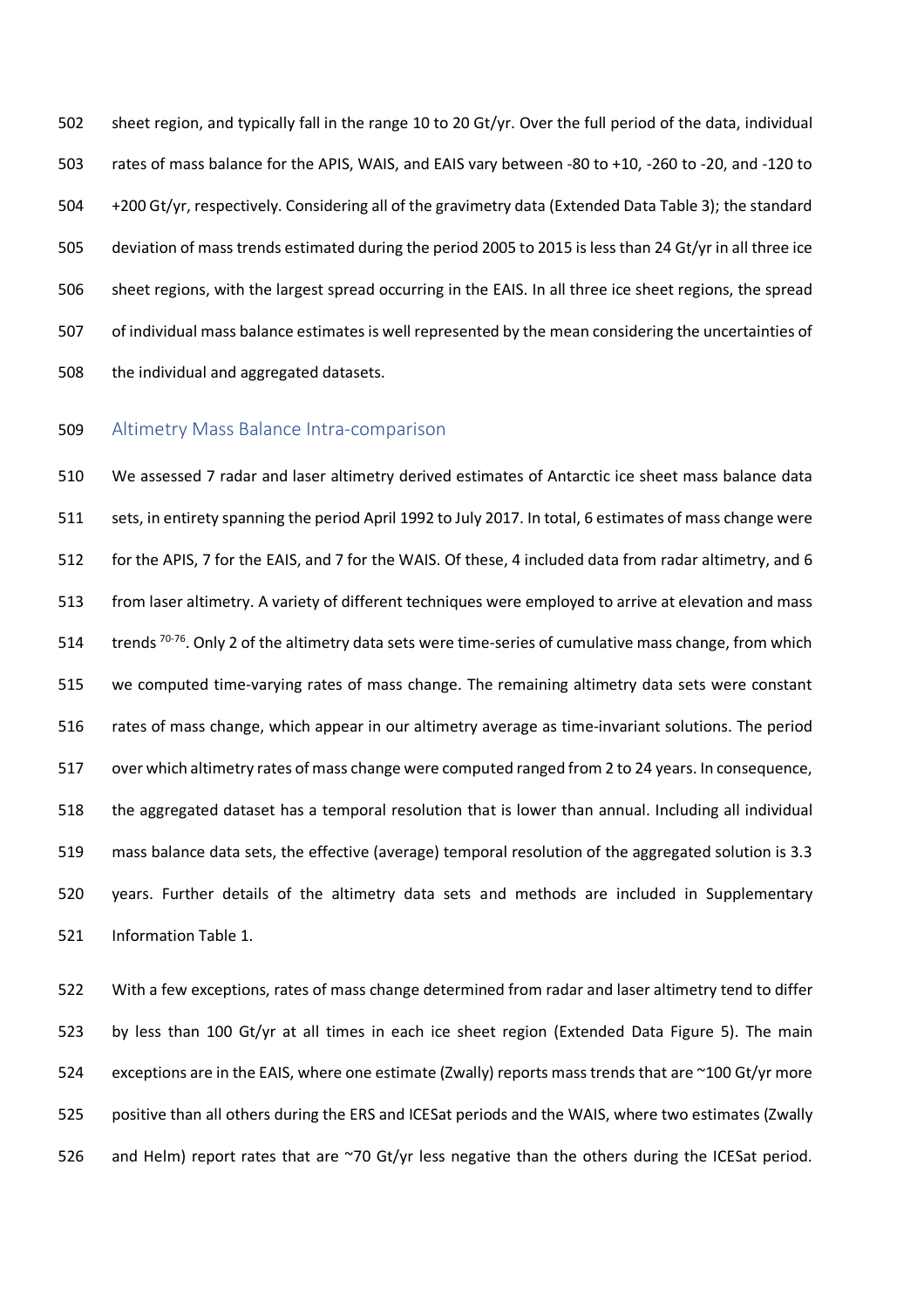sheet region, and typically fall in the range 10 to 20 Gt/yr. Over the full period of the data, individual rates of mass balance for the APIS, WAIS, and EAIS vary between -80 to +10, -260 to -20, and -120 to +200 Gt/yr, respectively. Considering all of the gravimetry data (Extended Data Table 3); the standard deviation of mass trends estimated during the period 2005 to 2015 is less than 24 Gt/yr in all three ice sheet regions, with the largest spread occurring in the EAIS. In all three ice sheet regions, the spread of individual mass balance estimates is well represented by the mean considering the uncertainties of the individual and aggregated datasets.

## Altimetry Mass Balance Intra-comparison

We assessed 7 radar and laser altimetry derived estimates of Antarctic ice sheet mass balance data sets, in entirety spanning the period April 1992 to July 2017. In total, 6 estimates of mass change were for the APIS, 7 for the EAIS, and 7 for the WAIS. Of these, 4 included data from radar altimetry, and 6 from laser altimetry. A variety of different techniques were employed to arrive at elevation and mass trends [70-76]. Only 2 of the altimetry data sets were time-series of cumulative mass change, from which we computed time-varying rates of mass change. The remaining altimetry data sets were constant rates of mass change, which appear in our altimetry average as time-invariant solutions. The period over which altimetry rates of mass change were computed ranged from 2 to 24 years. In consequence, the aggregated dataset has a temporal resolution that is lower than annual. Including all individual mass balance data sets, the effective (average) temporal resolution of the aggregated solution is 3.3 years. Further details of the altimetry data sets and methods are included in Supplementary Information Table 1.

With a few exceptions, rates of mass change determined from radar and laser altimetry tend to differ by less than 100 Gt/yr at all times in each ice sheet region (Extended Data Figure 5). The main exceptions are in the EAIS, where one estimate (Zwally) reports mass trends that are ~100 Gt/yr more positive than all others during the ERS and ICESat periods and the WAIS, where two estimates (Zwally and Helm) report rates that are ~70 Gt/yr less negative than the others during the ICESat period.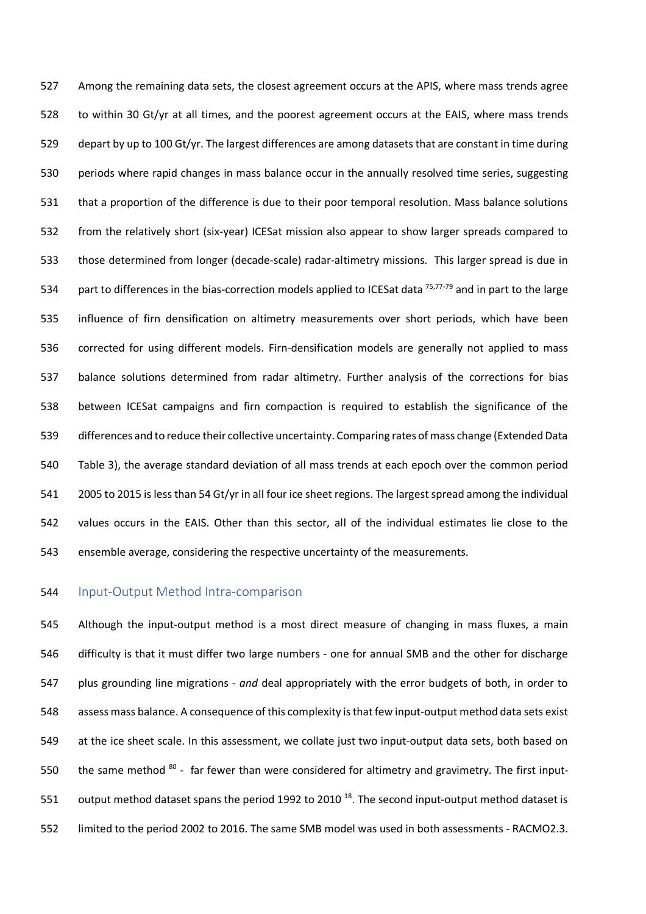Among the remaining data sets, the closest agreement occurs at the APIS, where mass trends agree to within 30 Gt/yr at all times, and the poorest agreement occurs at the EAIS, where mass trends depart by up to 100 Gt/yr. The largest differences are among datasets that are constant in time during periods where rapid changes in mass balance occur in the annually resolved time series, suggesting that a proportion of the difference is due to their poor temporal resolution. Mass balance solutions from the relatively short (six-year) ICESat mission also appear to show larger spreads compared to those determined from longer (decade-scale) radar-altimetry missions. This larger spread is due in part to differences in the bias-correction models applied to ICESat data [75,77-79] and in part to the large influence of firn densification on altimetry measurements over short periods, which have been corrected for using different models. Firn-densification models are generally not applied to mass balance solutions determined from radar altimetry. Further analysis of the corrections for bias between ICESat campaigns and firn compaction is required to establish the significance of the differences and to reduce their collective uncertainty. Comparing rates of mass change (Extended Data Table 3), the average standard deviation of all mass trends at each epoch over the common period 2005 to 2015 is less than 54 Gt/yr in all four ice sheet regions. The largest spread among the individual values occurs in the EAIS. Other than this sector, all of the individual estimates lie close to the ensemble average, considering the respective uncertainty of the measurements.

## Input-Output Method Intra-comparison

Although the input-output method is a most direct measure of changing in mass fluxes, a main difficulty is that it must differ two large numbers - one for annual SMB and the other for discharge plus grounding line migrations - *and* deal appropriately with the error budgets of both, in order to assess mass balance. A consequence of this complexity is that few input-output method data sets exist at the ice sheet scale. In this assessment, we collate just two input-output data sets, both based on the same method [80] - far fewer than were considered for altimetry and gravimetry. The first input-output method dataset spans the period 1992 to 2010 [18]. The second input-output method dataset is limited to the period 2002 to 2016. The same SMB model was used in both assessments - RACMO2.3.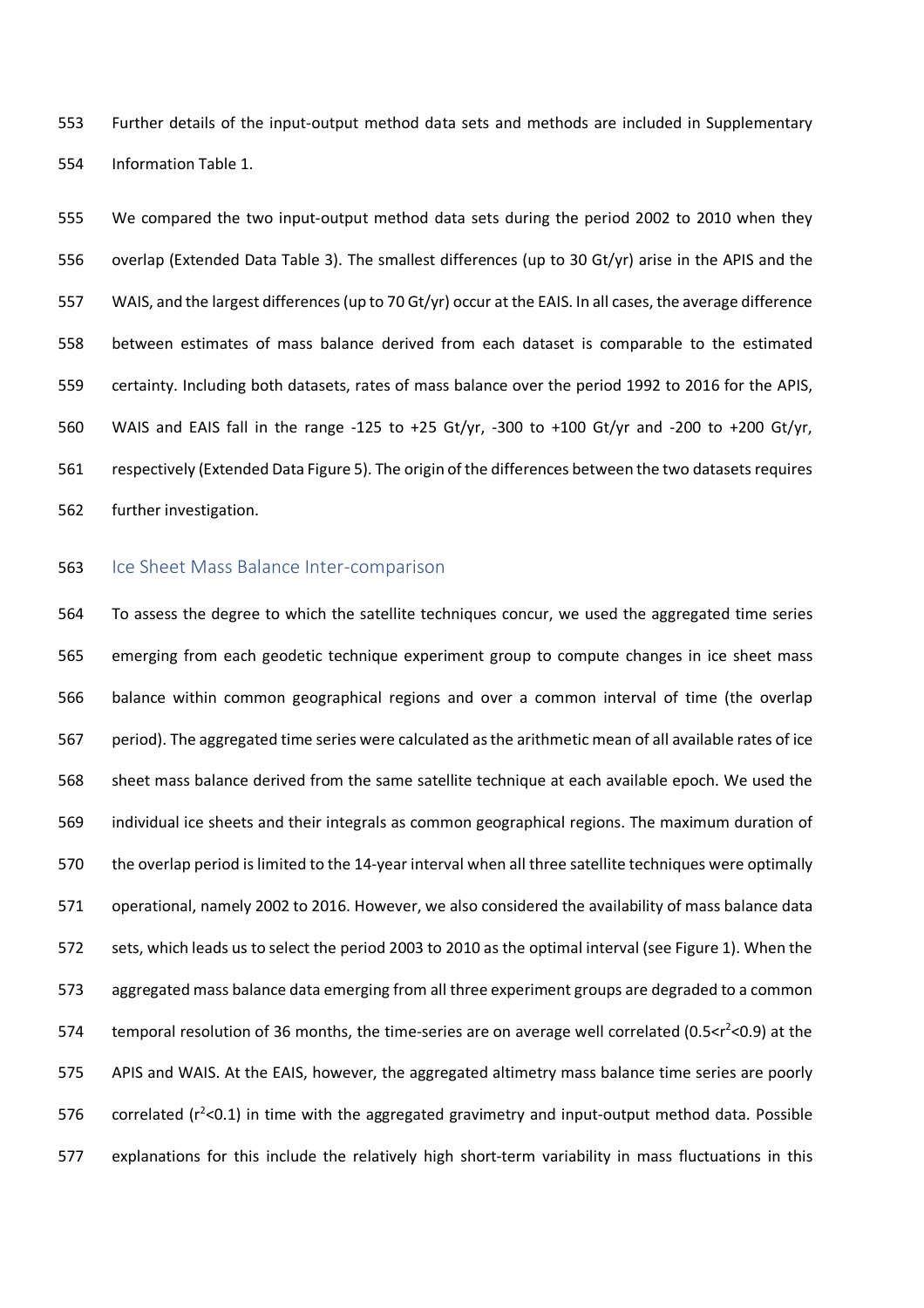Further details of the input-output method data sets and methods are included in Supplementary Information Table 1.

We compared the two input-output method data sets during the period 2002 to 2010 when they overlap (Extended Data Table 3). The smallest differences (up to 30 Gt/yr) arise in the APIS and the WAIS, and the largest differences (up to 70 Gt/yr) occur at the EAIS. In all cases, the average difference between estimates of mass balance derived from each dataset is comparable to the estimated certainty. Including both datasets, rates of mass balance over the period 1992 to 2016 for the APIS, WAIS and EAIS fall in the range -125 to +25 Gt/yr, -300 to +100 Gt/yr and -200 to +200 Gt/yr, respectively (Extended Data Figure 5). The origin of the differences between the two datasets requires further investigation.

## Ice Sheet Mass Balance Inter-comparison

To assess the degree to which the satellite techniques concur, we used the aggregated time series emerging from each geodetic technique experiment group to compute changes in ice sheet mass balance within common geographical regions and over a common interval of time (the overlap period). The aggregated time series were calculated as the arithmetic mean of all available rates of ice sheet mass balance derived from the same satellite technique at each available epoch. We used the individual ice sheets and their integrals as common geographical regions. The maximum duration of the overlap period is limited to the 14-year interval when all three satellite techniques were optimally operational, namely 2002 to 2016. However, we also considered the availability of mass balance data sets, which leads us to select the period 2003 to 2010 as the optimal interval (see Figure 1). When the aggregated mass balance data emerging from all three experiment groups are degraded to a common temporal resolution of 36 months, the time-series are on average well correlated ($0.5<r^2<0.9$) at the APIS and WAIS. At the EAIS, however, the aggregated altimetry mass balance time series are poorly correlated ($r^2<0.1$) in time with the aggregated gravimetry and input-output method data. Possible explanations for this include the relatively high short-term variability in mass fluctuations in this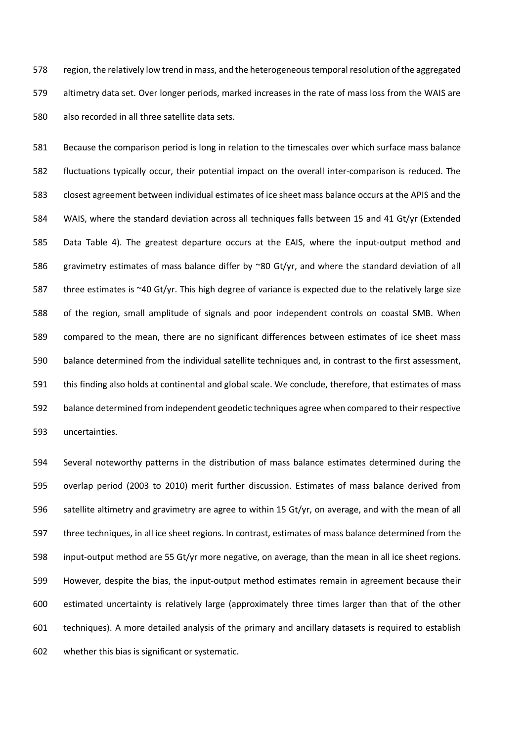region, the relatively low trend in mass, and the heterogeneous temporal resolution of the aggregated altimetry data set. Over longer periods, marked increases in the rate of mass loss from the WAIS are also recorded in all three satellite data sets.

Because the comparison period is long in relation to the timescales over which surface mass balance fluctuations typically occur, their potential impact on the overall inter-comparison is reduced. The closest agreement between individual estimates of ice sheet mass balance occurs at the APIS and the WAIS, where the standard deviation across all techniques falls between 15 and 41 Gt/yr (Extended Data Table 4). The greatest departure occurs at the EAIS, where the input-output method and gravimetry estimates of mass balance differ by ~80 Gt/yr, and where the standard deviation of all three estimates is ~40 Gt/yr. This high degree of variance is expected due to the relatively large size of the region, small amplitude of signals and poor independent controls on coastal SMB. When compared to the mean, there are no significant differences between estimates of ice sheet mass balance determined from the individual satellite techniques and, in contrast to the first assessment, this finding also holds at continental and global scale. We conclude, therefore, that estimates of mass balance determined from independent geodetic techniques agree when compared to their respective uncertainties.

Several noteworthy patterns in the distribution of mass balance estimates determined during the overlap period (2003 to 2010) merit further discussion. Estimates of mass balance derived from satellite altimetry and gravimetry are agree to within 15 Gt/yr, on average, and with the mean of all three techniques, in all ice sheet regions. In contrast, estimates of mass balance determined from the input-output method are 55 Gt/yr more negative, on average, than the mean in all ice sheet regions. However, despite the bias, the input-output method estimates remain in agreement because their estimated uncertainty is relatively large (approximately three times larger than that of the other techniques). A more detailed analysis of the primary and ancillary datasets is required to establish whether this bias is significant or systematic.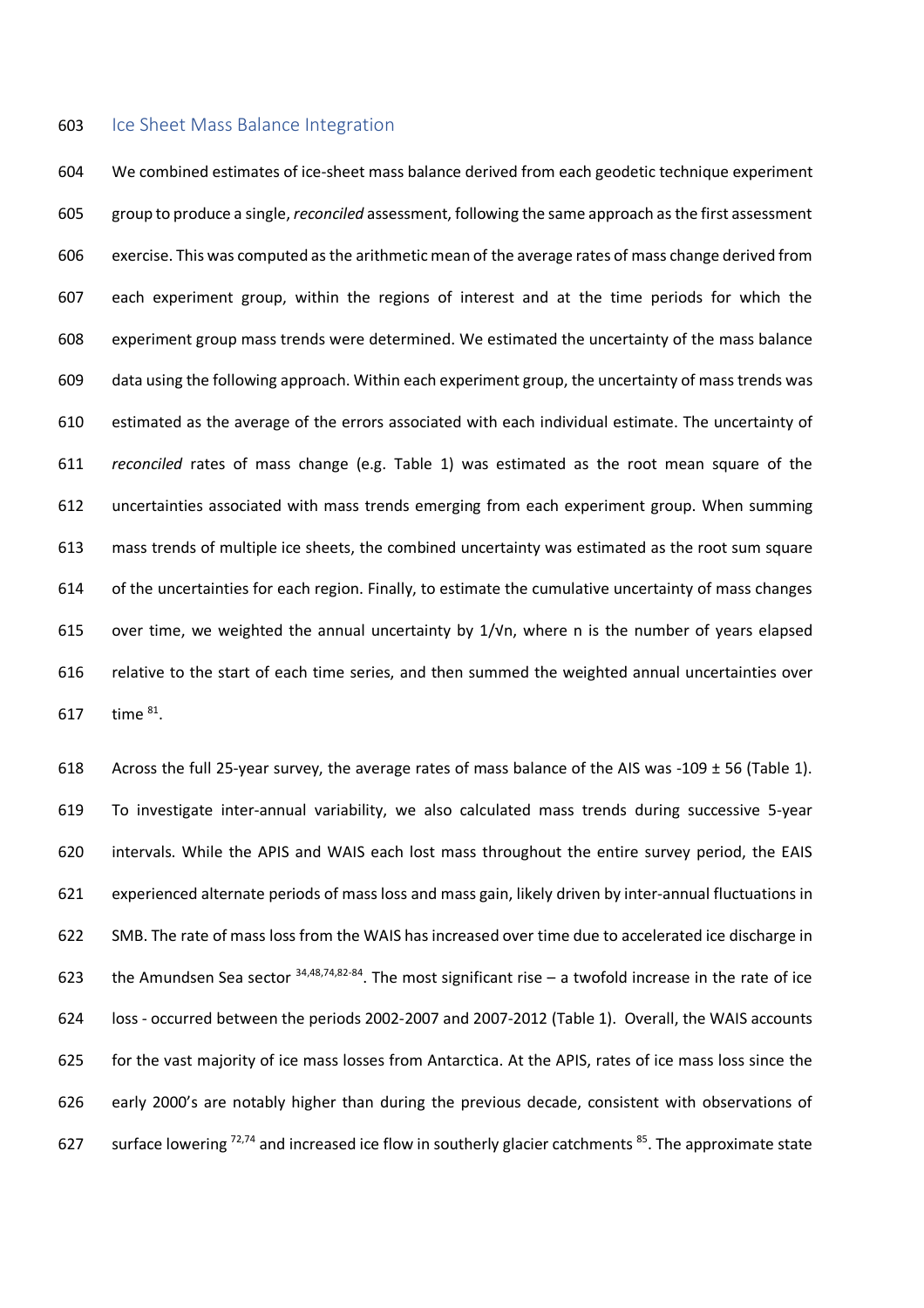## Ice Sheet Mass Balance Integration

We combined estimates of ice-sheet mass balance derived from each geodetic technique experiment group to produce a single, *reconciled* assessment, following the same approach as the first assessment exercise. This was computed as the arithmetic mean of the average rates of mass change derived from each experiment group, within the regions of interest and at the time periods for which the experiment group mass trends were determined. We estimated the uncertainty of the mass balance data using the following approach. Within each experiment group, the uncertainty of mass trends was estimated as the average of the errors associated with each individual estimate. The uncertainty of *reconciled* rates of mass change (e.g. Table 1) was estimated as the root mean square of the uncertainties associated with mass trends emerging from each experiment group. When summing mass trends of multiple ice sheets, the combined uncertainty was estimated as the root sum square of the uncertainties for each region. Finally, to estimate the cumulative uncertainty of mass changes over time, we weighted the annual uncertainty by $1/\sqrt{n}$, where n is the number of years elapsed relative to the start of each time series, and then summed the weighted annual uncertainties over time [81].

Across the full 25-year survey, the average rates of mass balance of the AIS was -109 ± 56 (Table 1). To investigate inter-annual variability, we also calculated mass trends during successive 5-year intervals. While the APIS and WAIS each lost mass throughout the entire survey period, the EAIS experienced alternate periods of mass loss and mass gain, likely driven by inter-annual fluctuations in SMB. The rate of mass loss from the WAIS has increased over time due to accelerated ice discharge in the Amundsen Sea sector [34,48,74,82-84]. The most significant rise – a twofold increase in the rate of ice loss - occurred between the periods 2002-2007 and 2007-2012 (Table 1). Overall, the WAIS accounts for the vast majority of ice mass losses from Antarctica. At the APIS, rates of ice mass loss since the early 2000's are notably higher than during the previous decade, consistent with observations of surface lowering [72,74] and increased ice flow in southerly glacier catchments [85]. The approximate state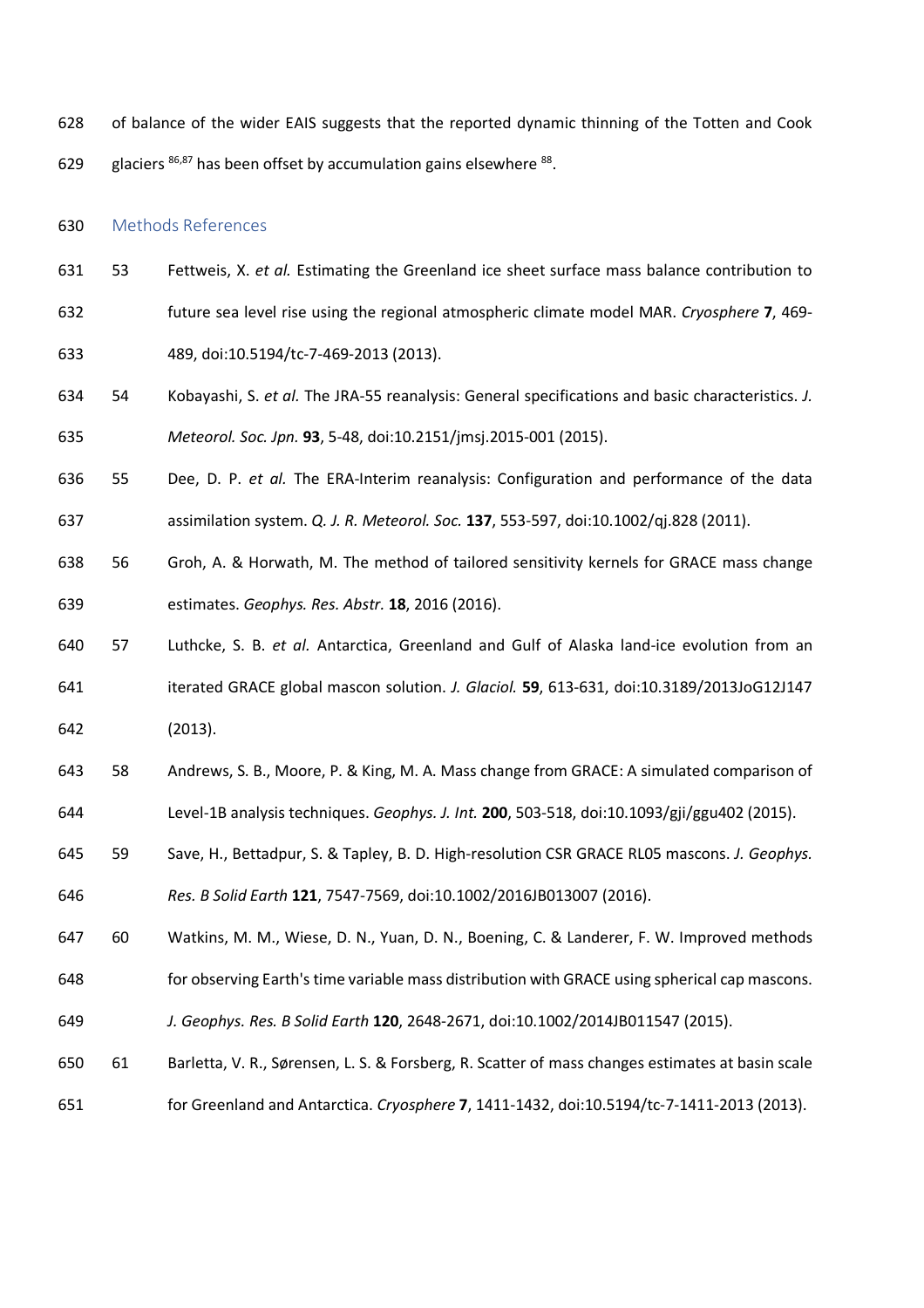of balance of the wider EAIS suggests that the reported dynamic thinning of the Totten and Cook glaciers [86,87] has been offset by accumulation gains elsewhere [88].

## Methods References

53. Fettweis, X. *et al.* Estimating the Greenland ice sheet surface mass balance contribution to future sea level rise using the regional atmospheric climate model MAR. *Cryosphere* **7**, 469-489, doi:10.5194/tc-7-469-2013 (2013).
54. Kobayashi, S. *et al.* The JRA-55 reanalysis: General specifications and basic characteristics. *J. Meteorol. Soc. Jpn.* **93**, 5-48, doi:10.2151/jmsj.2015-001 (2015).
55. Dee, D. P. *et al.* The ERA-Interim reanalysis: Configuration and performance of the data assimilation system. *Q. J. R. Meteorol. Soc.* **137**, 553-597, doi:10.1002/qj.828 (2011).
56. Groh, A. & Horwath, M. The method of tailored sensitivity kernels for GRACE mass change estimates. *Geophys. Res. Abstr.* **18**, 2016 (2016).
57. Luthcke, S. B. *et al.* Antarctica, Greenland and Gulf of Alaska land-ice evolution from an iterated GRACE global mascon solution. *J. Glaciol.* **59**, 613-631, doi:10.3189/2013JoG12J147 (2013).
58. Andrews, S. B., Moore, P. & King, M. A. Mass change from GRACE: A simulated comparison of Level-1B analysis techniques. *Geophys. J. Int.* **200**, 503-518, doi:10.1093/gji/ggu402 (2015).
59. Save, H., Bettadpur, S. & Tapley, B. D. High-resolution CSR GRACE RL05 mascons. *J. Geophys. Res. B Solid Earth* **121**, 7547-7569, doi:10.1002/2016JB013007 (2016).
60. Watkins, M. M., Wiese, D. N., Yuan, D. N., Boening, C. & Landerer, F. W. Improved methods for observing Earth's time variable mass distribution with GRACE using spherical cap mascons. *J. Geophys. Res. B Solid Earth* **120**, 2648-2671, doi:10.1002/2014JB011547 (2015).
61. Barletta, V. R., Sørensen, L. S. & Forsberg, R. Scatter of mass changes estimates at basin scale for Greenland and Antarctica. *Cryosphere* **7**, 1411-1432, doi:10.5194/tc-7-1411-2013 (2013).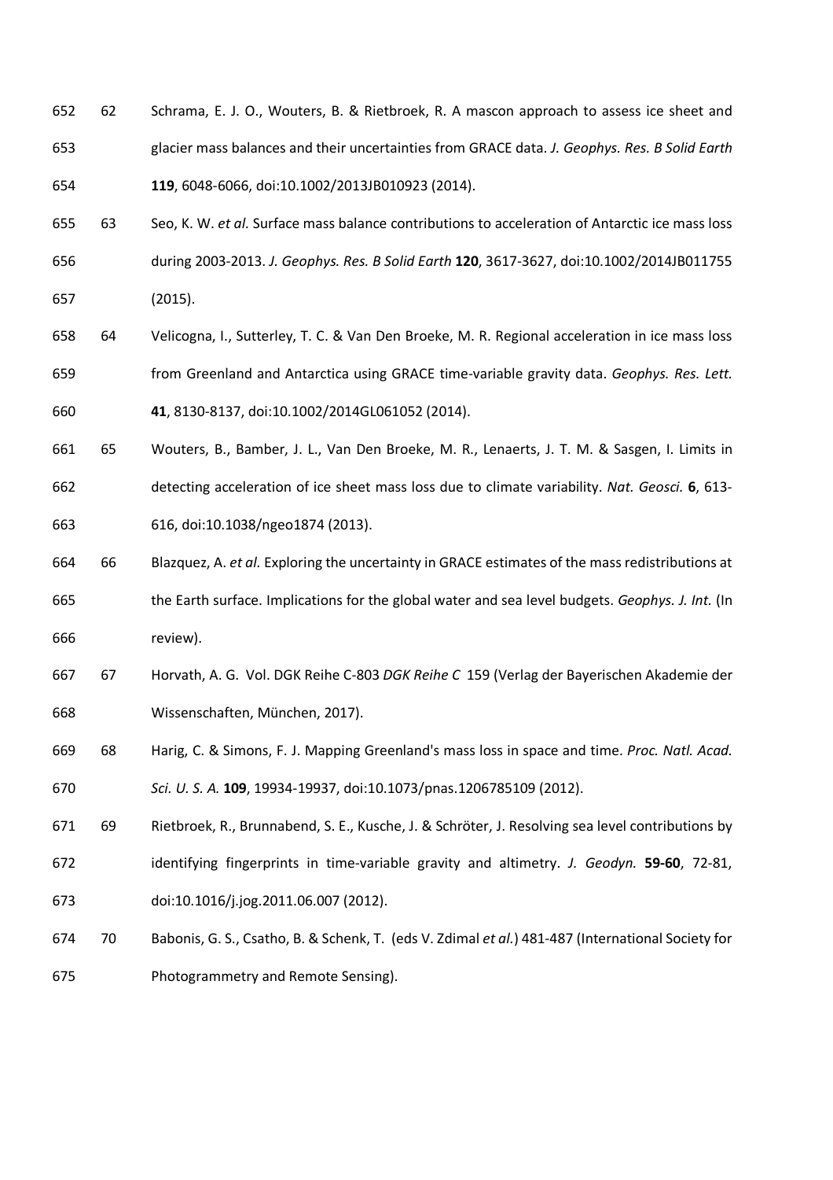62 Schrama, E. J. O., Wouters, B. & Rietbroek, R. A mascon approach to assess ice sheet and glacier mass balances and their uncertainties from GRACE data. *J. Geophys. Res. B Solid Earth* **119**, 6048-6066, doi:10.1002/2013JB010923 (2014).

63 Seo, K. W. *et al.* Surface mass balance contributions to acceleration of Antarctic ice mass loss during 2003-2013. *J. Geophys. Res. B Solid Earth* **120**, 3617-3627, doi:10.1002/2014JB011755 (2015).

64 Velicogna, I., Sutterley, T. C. & Van Den Broeke, M. R. Regional acceleration in ice mass loss from Greenland and Antarctica using GRACE time-variable gravity data. *Geophys. Res. Lett.* **41**, 8130-8137, doi:10.1002/2014GL061052 (2014).

65 Wouters, B., Bamber, J. L., Van Den Broeke, M. R., Lenaerts, J. T. M. & Sasgen, I. Limits in detecting acceleration of ice sheet mass loss due to climate variability. *Nat. Geosci.* **6**, 613-616, doi:10.1038/ngeo1874 (2013).

66 Blazquez, A. *et al.* Exploring the uncertainty in GRACE estimates of the mass redistributions at the Earth surface. Implications for the global water and sea level budgets. *Geophys. J. Int.* (In review).

67 Horvath, A. G. Vol. DGK Reihe C-803 *DGK Reihe C* 159 (Verlag der Bayerischen Akademie der Wissenschaften, München, 2017).

68 Harig, C. & Simons, F. J. Mapping Greenland's mass loss in space and time. *Proc. Natl. Acad. Sci. U. S. A.* **109**, 19934-19937, doi:10.1073/pnas.1206785109 (2012).

69 Rietbroek, R., Brunnabend, S. E., Kusche, J. & Schröter, J. Resolving sea level contributions by identifying fingerprints in time-variable gravity and altimetry. *J. Geodyn.* **59-60**, 72-81, doi:10.1016/j.jog.2011.06.007 (2012).

70 Babonis, G. S., Csatho, B. & Schenk, T. (eds V. Zdimal *et al.*) 481-487 (International Society for Photogrammetry and Remote Sensing).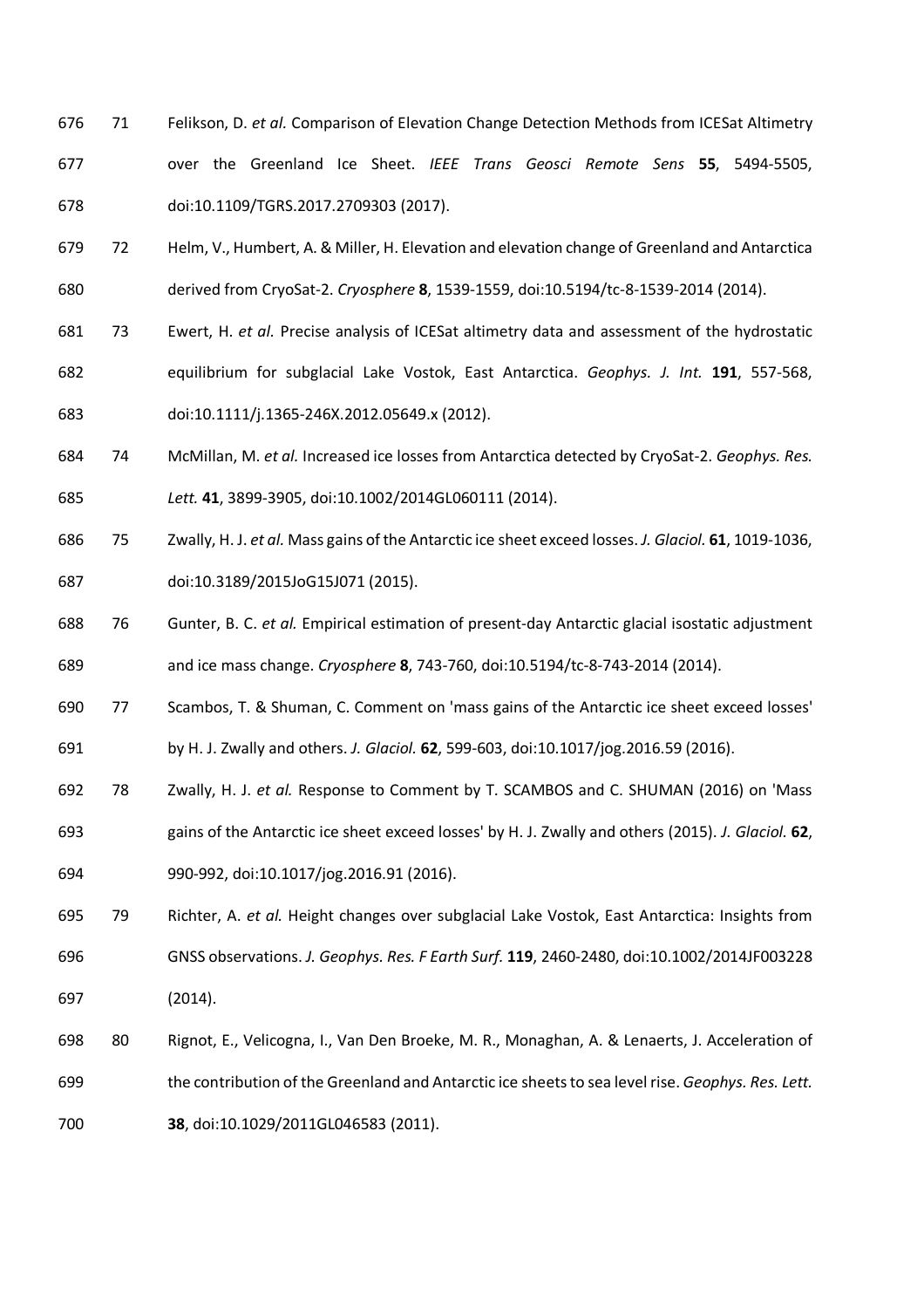71 Felikson, D. *et al.* Comparison of Elevation Change Detection Methods from ICESat Altimetry over the Greenland Ice Sheet. *IEEE Trans Geosci Remote Sens* **55**, 5494-5505, doi:10.1109/TGRS.2017.2709303 (2017).

72 Helm, V., Humbert, A. & Miller, H. Elevation and elevation change of Greenland and Antarctica derived from CryoSat-2. *Cryosphere* **8**, 1539-1559, doi:10.5194/tc-8-1539-2014 (2014).

73 Ewert, H. *et al.* Precise analysis of ICESat altimetry data and assessment of the hydrostatic equilibrium for subglacial Lake Vostok, East Antarctica. *Geophys. J. Int.* **191**, 557-568, doi:10.1111/j.1365-246X.2012.05649.x (2012).

74 McMillan, M. *et al.* Increased ice losses from Antarctica detected by CryoSat-2. *Geophys. Res. Lett.* **41**, 3899-3905, doi:10.1002/2014GL060111 (2014).

75 Zwally, H. J. *et al.* Mass gains of the Antarctic ice sheet exceed losses. *J. Glaciol.* **61**, 1019-1036, doi:10.3189/2015JoG15J071 (2015).

76 Gunter, B. C. *et al.* Empirical estimation of present-day Antarctic glacial isostatic adjustment and ice mass change. *Cryosphere* **8**, 743-760, doi:10.5194/tc-8-743-2014 (2014).

77 Scambos, T. & Shuman, C. Comment on 'mass gains of the Antarctic ice sheet exceed losses' by H. J. Zwally and others. *J. Glaciol.* **62**, 599-603, doi:10.1017/jog.2016.59 (2016).

78 Zwally, H. J. *et al.* Response to Comment by T. SCAMBOS and C. SHUMAN (2016) on 'Mass gains of the Antarctic ice sheet exceed losses' by H. J. Zwally and others (2015). *J. Glaciol.* **62**, 990-992, doi:10.1017/jog.2016.91 (2016).

79 Richter, A. *et al.* Height changes over subglacial Lake Vostok, East Antarctica: Insights from GNSS observations. *J. Geophys. Res. F Earth Surf.* **119**, 2460-2480, doi:10.1002/2014JF003228 (2014).

80 Rignot, E., Velicogna, I., Van Den Broeke, M. R., Monaghan, A. & Lenaerts, J. Acceleration of the contribution of the Greenland and Antarctic ice sheets to sea level rise. *Geophys. Res. Lett.* **38**, doi:10.1029/2011GL046583 (2011).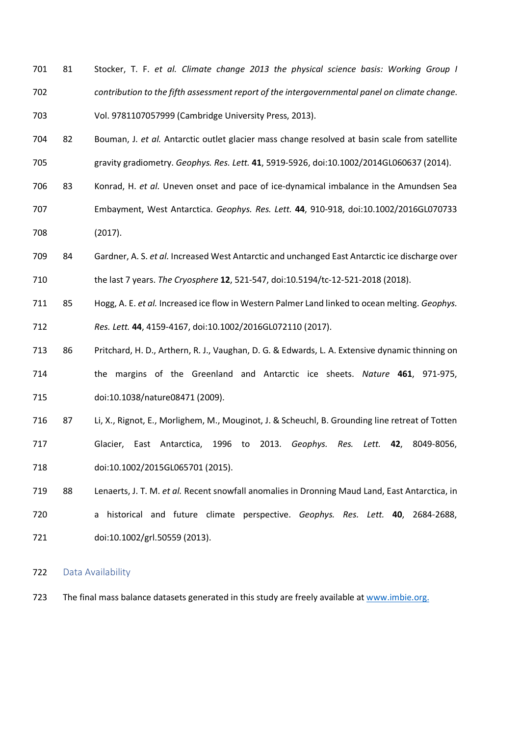81 Stocker, T. F. *et al.* *Climate change 2013 the physical science basis: Working Group I contribution to the fifth assessment report of the intergovernmental panel on climate change*. Vol. 9781107057999 (Cambridge University Press, 2013).

82 Bouman, J. *et al.* Antarctic outlet glacier mass change resolved at basin scale from satellite gravity gradiometry. *Geophys. Res. Lett.* **41**, 5919-5926, doi:10.1002/2014GL060637 (2014).

83 Konrad, H. *et al.* Uneven onset and pace of ice-dynamical imbalance in the Amundsen Sea Embayment, West Antarctica. *Geophys. Res. Lett.* **44**, 910-918, doi:10.1002/2016GL070733 (2017).

84 Gardner, A. S. *et al.* Increased West Antarctic and unchanged East Antarctic ice discharge over the last 7 years. *The Cryosphere* **12**, 521-547, doi:10.5194/tc-12-521-2018 (2018).

85 Hogg, A. E. *et al.* Increased ice flow in Western Palmer Land linked to ocean melting. *Geophys. Res. Lett.* **44**, 4159-4167, doi:10.1002/2016GL072110 (2017).

86 Pritchard, H. D., Arthern, R. J., Vaughan, D. G. & Edwards, L. A. Extensive dynamic thinning on the margins of the Greenland and Antarctic ice sheets. *Nature* **461**, 971-975, doi:10.1038/nature08471 (2009).

87 Li, X., Rignot, E., Morlighem, M., Mouginot, J. & Scheuchl, B. Grounding line retreat of Totten Glacier, East Antarctica, 1996 to 2013. *Geophys. Res. Lett.* **42**, 8049-8056, doi:10.1002/2015GL065701 (2015).

88 Lenaerts, J. T. M. *et al.* Recent snowfall anomalies in Dronning Maud Land, East Antarctica, in a historical and future climate perspective. *Geophys. Res. Lett.* **40**, 2684-2688, doi:10.1002/grl.50559 (2013).

## Data Availability

The final mass balance datasets generated in this study are freely available at www.imbie.org.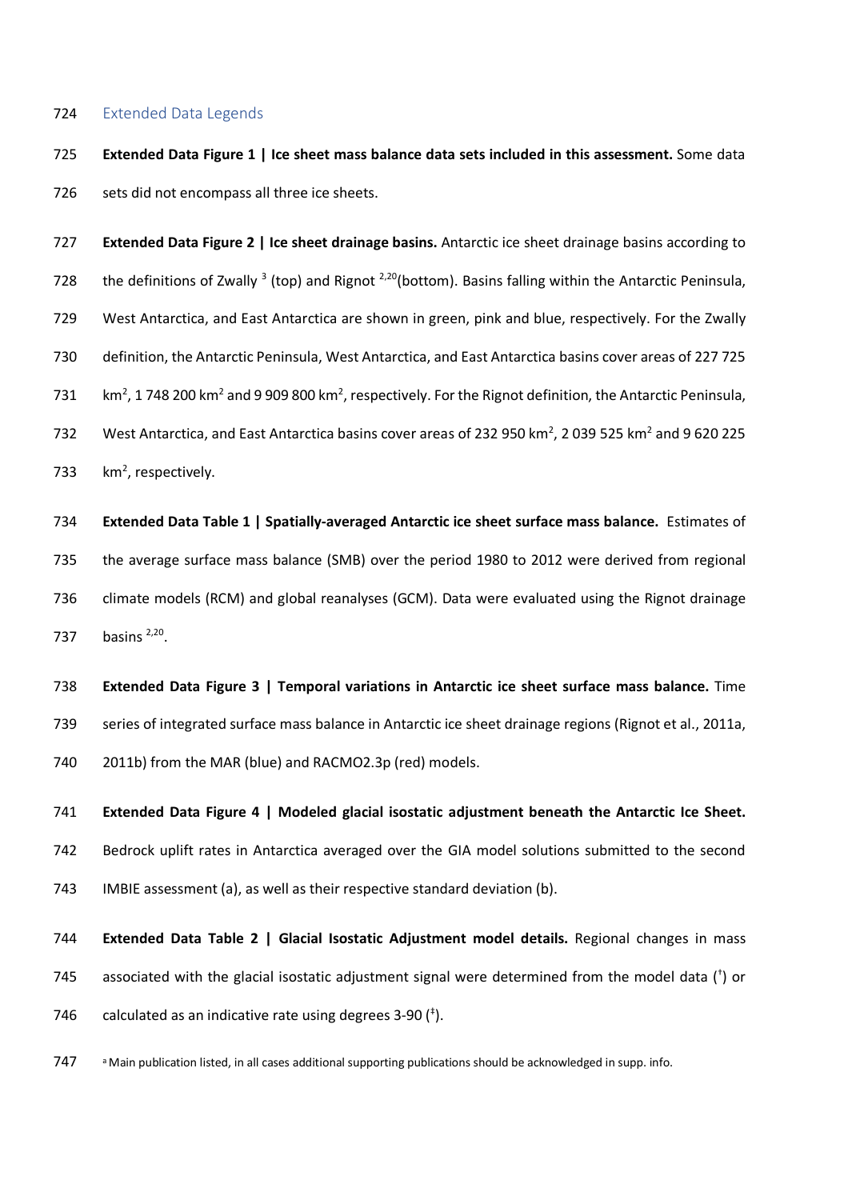## Extended Data Legends

**Extended Data Figure 1 | Ice sheet mass balance data sets included in this assessment.** Some data sets did not encompass all three ice sheets.

**Extended Data Figure 2 | Ice sheet drainage basins.** Antarctic ice sheet drainage basins according to the definitions of Zwally [3] (top) and Rignot [2,20](bottom). Basins falling within the Antarctic Peninsula, West Antarctica, and East Antarctica are shown in green, pink and blue, respectively. For the Zwally definition, the Antarctic Peninsula, West Antarctica, and East Antarctica basins cover areas of 227 725 $km^2$, 1 748 200 $km^2$ and 9 909 800 $km^2$, respectively. For the Rignot definition, the Antarctic Peninsula, West Antarctica, and East Antarctica basins cover areas of 232 950 $km^2$, 2 039 525 $km^2$ and 9 620 225 $km^2$, respectively.

**Extended Data Table 1 | Spatially-averaged Antarctic ice sheet surface mass balance.** Estimates of the average surface mass balance (SMB) over the period 1980 to 2012 were derived from regional climate models (RCM) and global reanalyses (GCM). Data were evaluated using the Rignot drainage basins [2,20].

**Extended Data Figure 3 | Temporal variations in Antarctic ice sheet surface mass balance.** Time series of integrated surface mass balance in Antarctic ice sheet drainage regions (Rignot et al., 2011a, 2011b) from the MAR (blue) and RACMO2.3p (red) models.

**Extended Data Figure 4 | Modeled glacial isostatic adjustment beneath the Antarctic Ice Sheet.** Bedrock uplift rates in Antarctica averaged over the GIA model solutions submitted to the second IMBIE assessment (a), as well as their respective standard deviation (b).

**Extended Data Table 2 | Glacial Isostatic Adjustment model details.** Regional changes in mass associated with the glacial isostatic adjustment signal were determined from the model data (†) or calculated as an indicative rate using degrees 3-90 (‡).

[a] Main publication listed, in all cases additional supporting publications should be acknowledged in supp. info.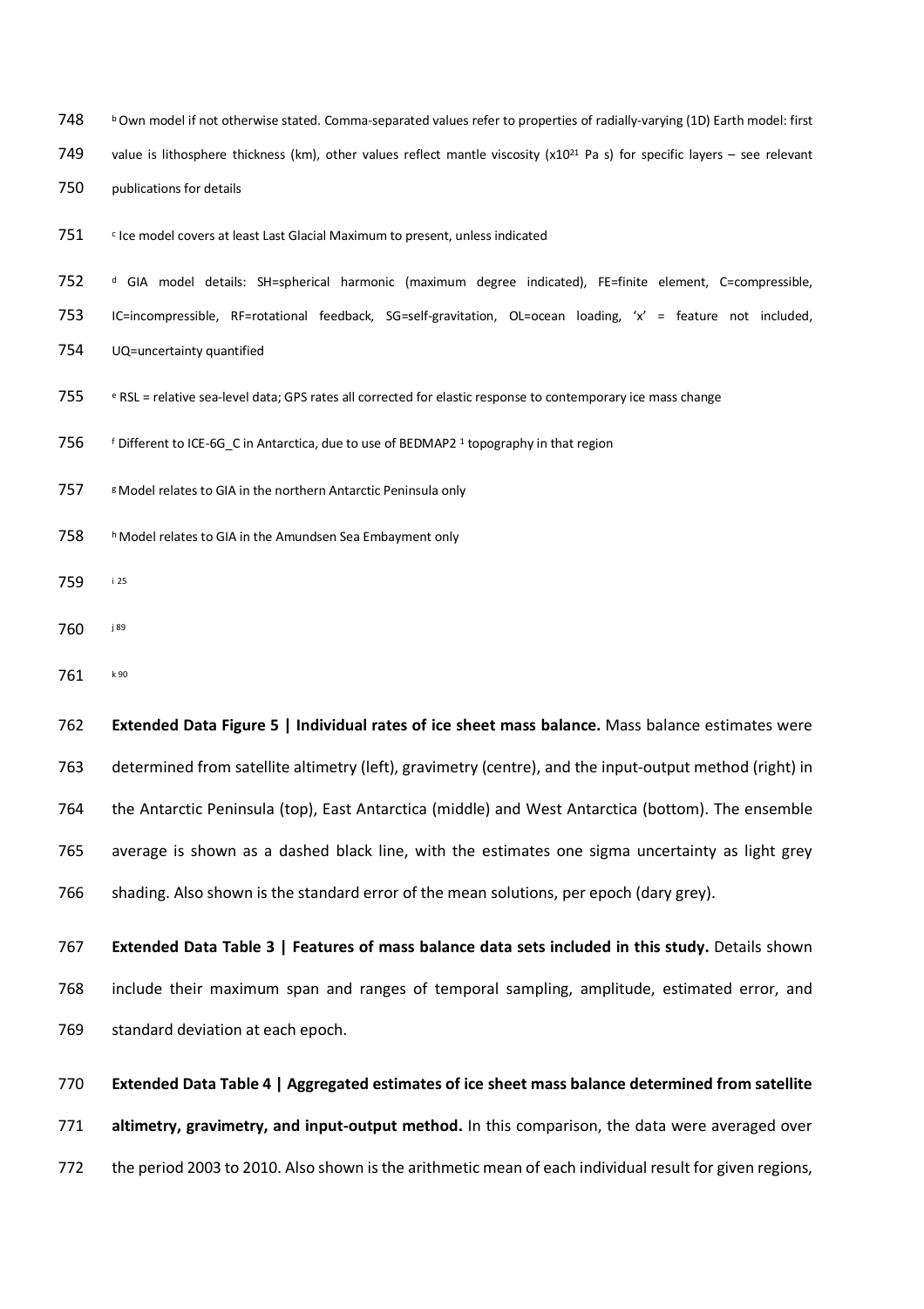[b] Own model if not otherwise stated. Comma-separated values refer to properties of radially-varying (1D) Earth model: first value is lithosphere thickness (km), other values reflect mantle viscosity ($x10^{21}$ Pa s) for specific layers – see relevant publications for details

[c] Ice model covers at least Last Glacial Maximum to present, unless indicated

[d] GIA model details: SH=spherical harmonic (maximum degree indicated), FE=finite element, C=compressible, IC=incompressible, RF=rotational feedback, SG=self-gravitation, OL=ocean loading, 'x' = feature not included, UQ=uncertainty quantified

[e] RSL = relative sea-level data; GPS rates all corrected for elastic response to contemporary ice mass change

[f] Different to ICE-6G_C in Antarctica, due to use of BEDMAP2 [1] topography in that region

[g] Model relates to GIA in the northern Antarctic Peninsula only

[h] Model relates to GIA in the Amundsen Sea Embayment only

[i] 25

[j] 89

[k] 90

**Extended Data Figure 5 | Individual rates of ice sheet mass balance.** Mass balance estimates were determined from satellite altimetry (left), gravimetry (centre), and the input-output method (right) in the Antarctic Peninsula (top), East Antarctica (middle) and West Antarctica (bottom). The ensemble average is shown as a dashed black line, with the estimates one sigma uncertainty as light grey shading. Also shown is the standard error of the mean solutions, per epoch (dary grey).

**Extended Data Table 3 | Features of mass balance data sets included in this study.** Details shown include their maximum span and ranges of temporal sampling, amplitude, estimated error, and standard deviation at each epoch.

**Extended Data Table 4 | Aggregated estimates of ice sheet mass balance determined from satellite altimetry, gravimetry, and input-output method.** In this comparison, the data were averaged over the period 2003 to 2010. Also shown is the arithmetic mean of each individual result for given regions,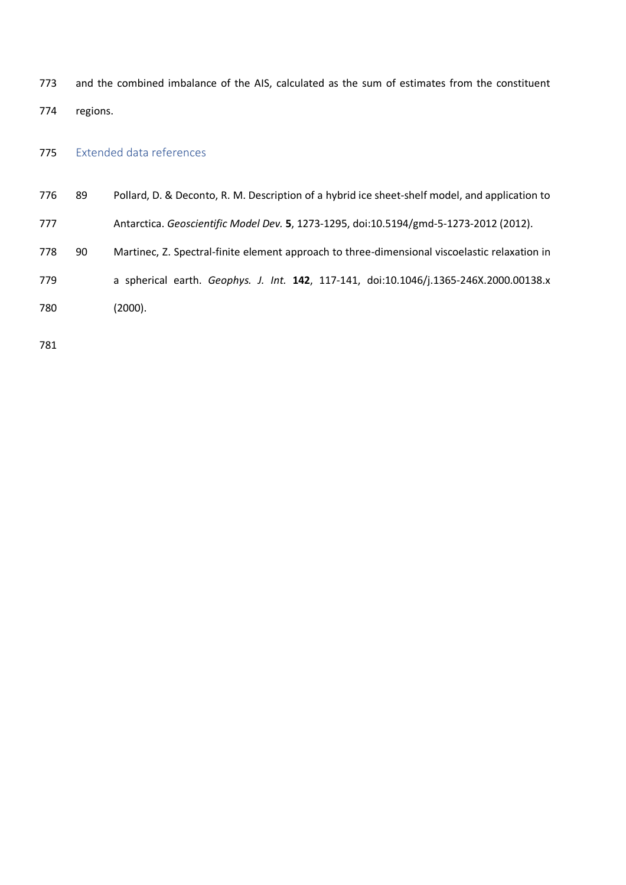and the combined imbalance of the AIS, calculated as the sum of estimates from the constituent regions.

## Extended data references

89. Pollard, D. & Deconto, R. M. Description of a hybrid ice sheet-shelf model, and application to Antarctica. *Geoscientific Model Dev.* **5**, 1273-1295, doi:10.5194/gmd-5-1273-2012 (2012).
90. Martinec, Z. Spectral-finite element approach to three-dimensional viscoelastic relaxation in a spherical earth. *Geophys. J. Int.* **142**, 117-141, doi:10.1046/j.1365-246X.2000.00138.x (2000).